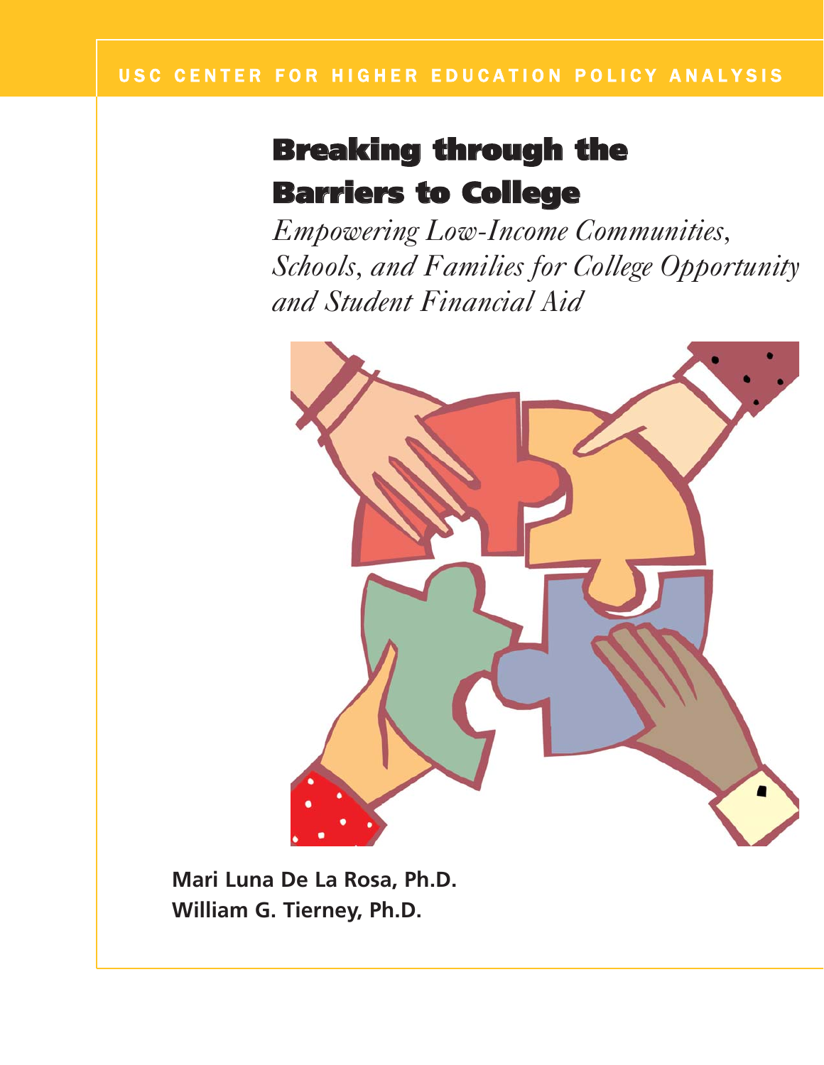USC CENTER FOR HIGHER EDUCATION POLICY ANALYSIS

# Breaking through the Barriers to College

*Empowering Low-Income Communities, Schools, and Families for College Opportunity and Student Financial Aid*

**Mari Luna De La Rosa, Ph.D.**
**William G. Tierney, Ph.D.**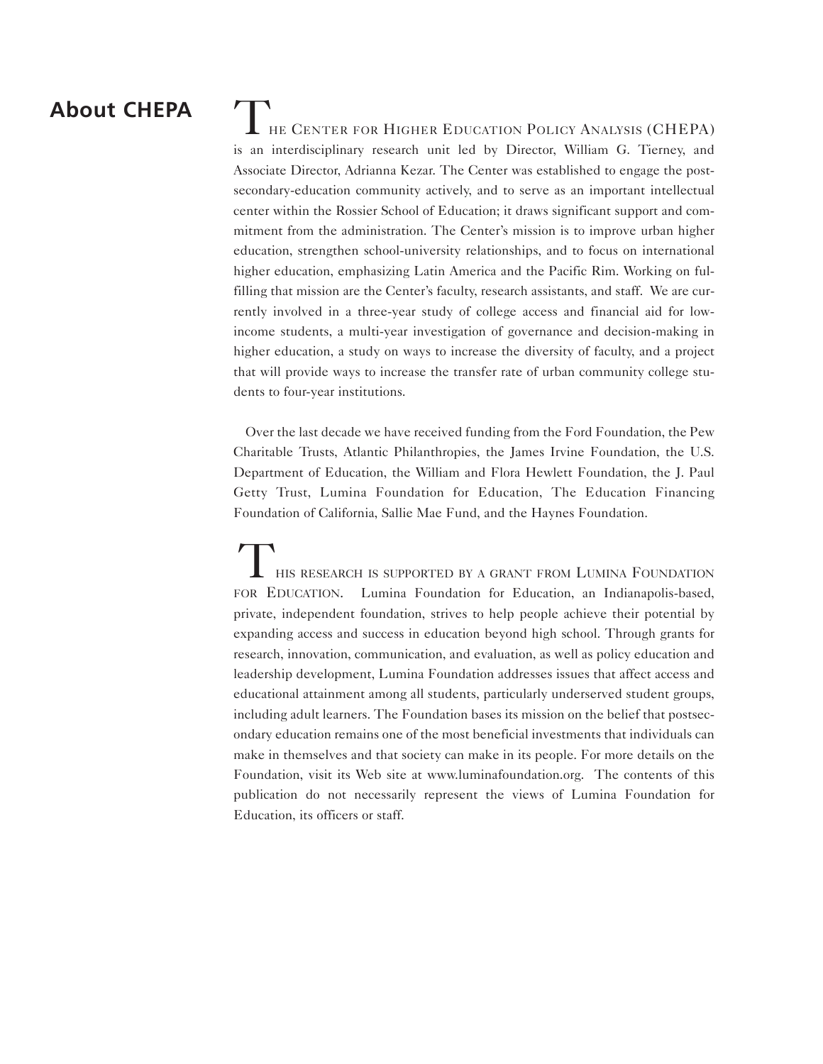## About CHEPA

The Center for Higher Education Policy Analysis (CHEPA) is an interdisciplinary research unit led by Director, William G. Tierney, and Associate Director, Adrianna Kezar. The Center was established to engage the postsecondary-education community actively, and to serve as an important intellectual center within the Rossier School of Education; it draws significant support and commitment from the administration. The Center's mission is to improve urban higher education, strengthen school-university relationships, and to focus on international higher education, emphasizing Latin America and the Pacific Rim. Working on fulfilling that mission are the Center's faculty, research assistants, and staff. We are currently involved in a three-year study of college access and financial aid for low-income students, a multi-year investigation of governance and decision-making in higher education, a study on ways to increase the diversity of faculty, and a project that will provide ways to increase the transfer rate of urban community college students to four-year institutions.

Over the last decade we have received funding from the Ford Foundation, the Pew Charitable Trusts, Atlantic Philanthropies, the James Irvine Foundation, the U.S. Department of Education, the William and Flora Hewlett Foundation, the J. Paul Getty Trust, Lumina Foundation for Education, The Education Financing Foundation of California, Sallie Mae Fund, and the Haynes Foundation.

This research is supported by a grant from Lumina Foundation for Education. Lumina Foundation for Education, an Indianapolis-based, private, independent foundation, strives to help people achieve their potential by expanding access and success in education beyond high school. Through grants for research, innovation, communication, and evaluation, as well as policy education and leadership development, Lumina Foundation addresses issues that affect access and educational attainment among all students, particularly underserved student groups, including adult learners. The Foundation bases its mission on the belief that postsecondary education remains one of the most beneficial investments that individuals can make in themselves and that society can make in its people. For more details on the Foundation, visit its Web site at www.luminafoundation.org. The contents of this publication do not necessarily represent the views of Lumina Foundation for Education, its officers or staff.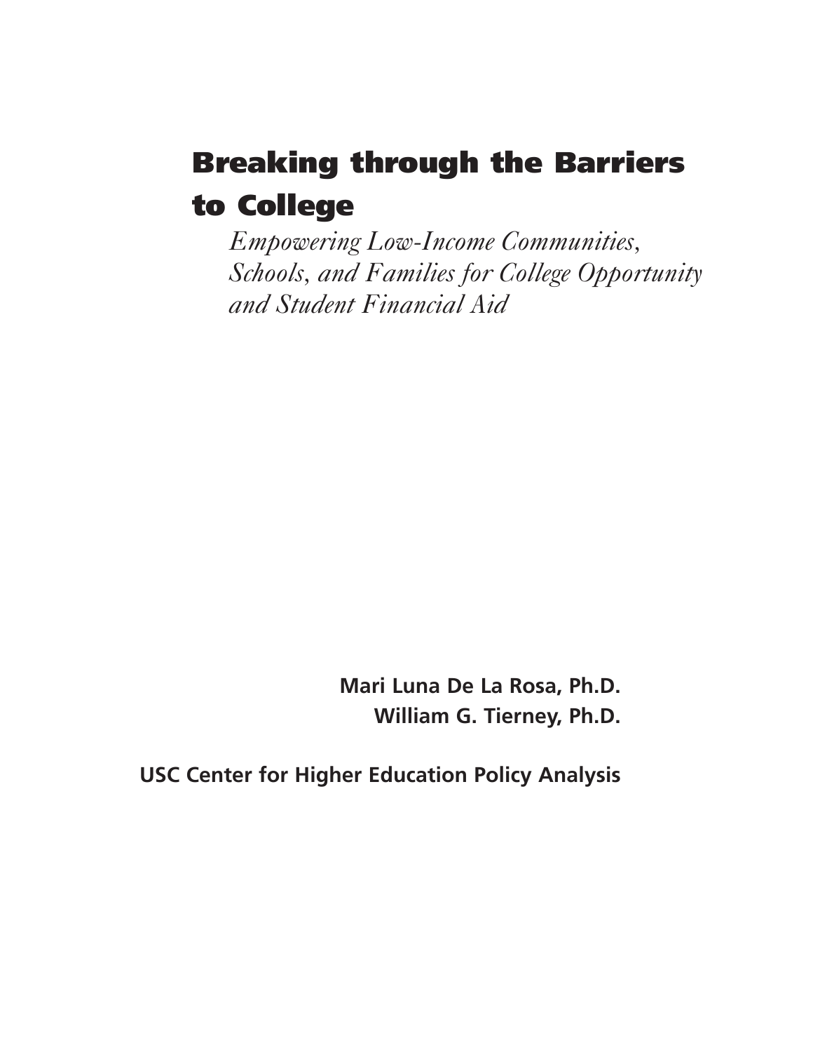# Breaking through the Barriers to College

*Empowering Low-Income Communities, Schools, and Families for College Opportunity and Student Financial Aid*

**Mari Luna De La Rosa, Ph.D.**
**William G. Tierney, Ph.D.**

**USC Center for Higher Education Policy Analysis**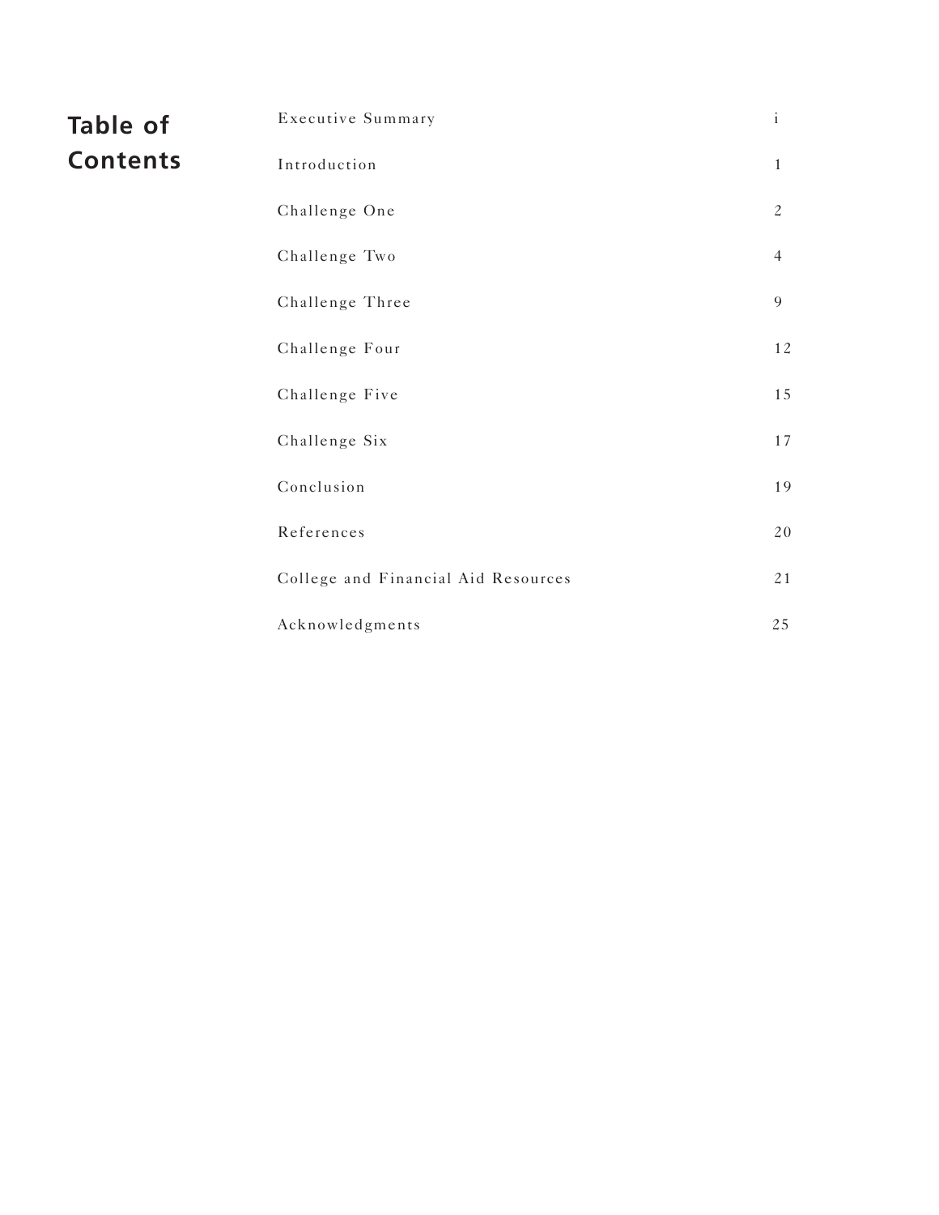# Table of Contents

| | |
|---|---|
| Executive Summary | i |
| Introduction | 1 |
| Challenge One | 2 |
| Challenge Two | 4 |
| Challenge Three | 9 |
| Challenge Four | 12 |
| Challenge Five | 15 |
| Challenge Six | 17 |
| Conclusion | 19 |
| References | 20 |
| College and Financial Aid Resources | 21 |
| Acknowledgments | 25 |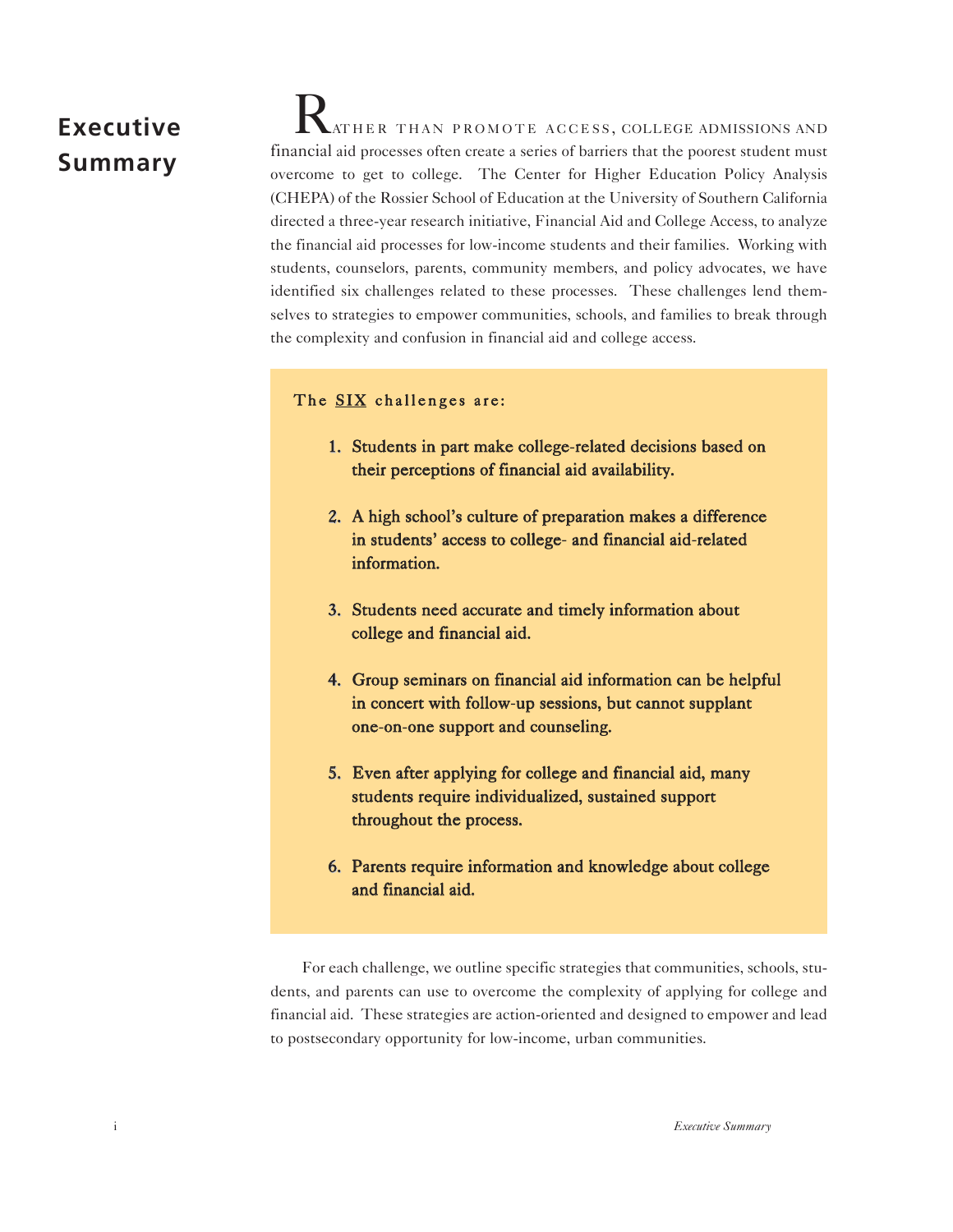# Executive Summary

Rather than promote access, college admissions and financial aid processes often create a series of barriers that the poorest student must overcome to get to college. The Center for Higher Education Policy Analysis (CHEPA) of the Rossier School of Education at the University of Southern California directed a three-year research initiative, Financial Aid and College Access, to analyze the financial aid processes for low-income students and their families. Working with students, counselors, parents, community members, and policy advocates, we have identified six challenges related to these processes. These challenges lend themselves to strategies to empower communities, schools, and families to break through the complexity and confusion in financial aid and college access.

**The SIX challenges are:**

1. **Students in part make college-related decisions based on their perceptions of financial aid availability.**
2. **A high school's culture of preparation makes a difference in students' access to college- and financial aid-related information.**
3. **Students need accurate and timely information about college and financial aid.**
4. **Group seminars on financial aid information can be helpful in concert with follow-up sessions, but cannot supplant one-on-one support and counseling.**
5. **Even after applying for college and financial aid, many students require individualized, sustained support throughout the process.**
6. **Parents require information and knowledge about college and financial aid.**

For each challenge, we outline specific strategies that communities, schools, students, and parents can use to overcome the complexity of applying for college and financial aid. These strategies are action-oriented and designed to empower and lead to postsecondary opportunity for low-income, urban communities.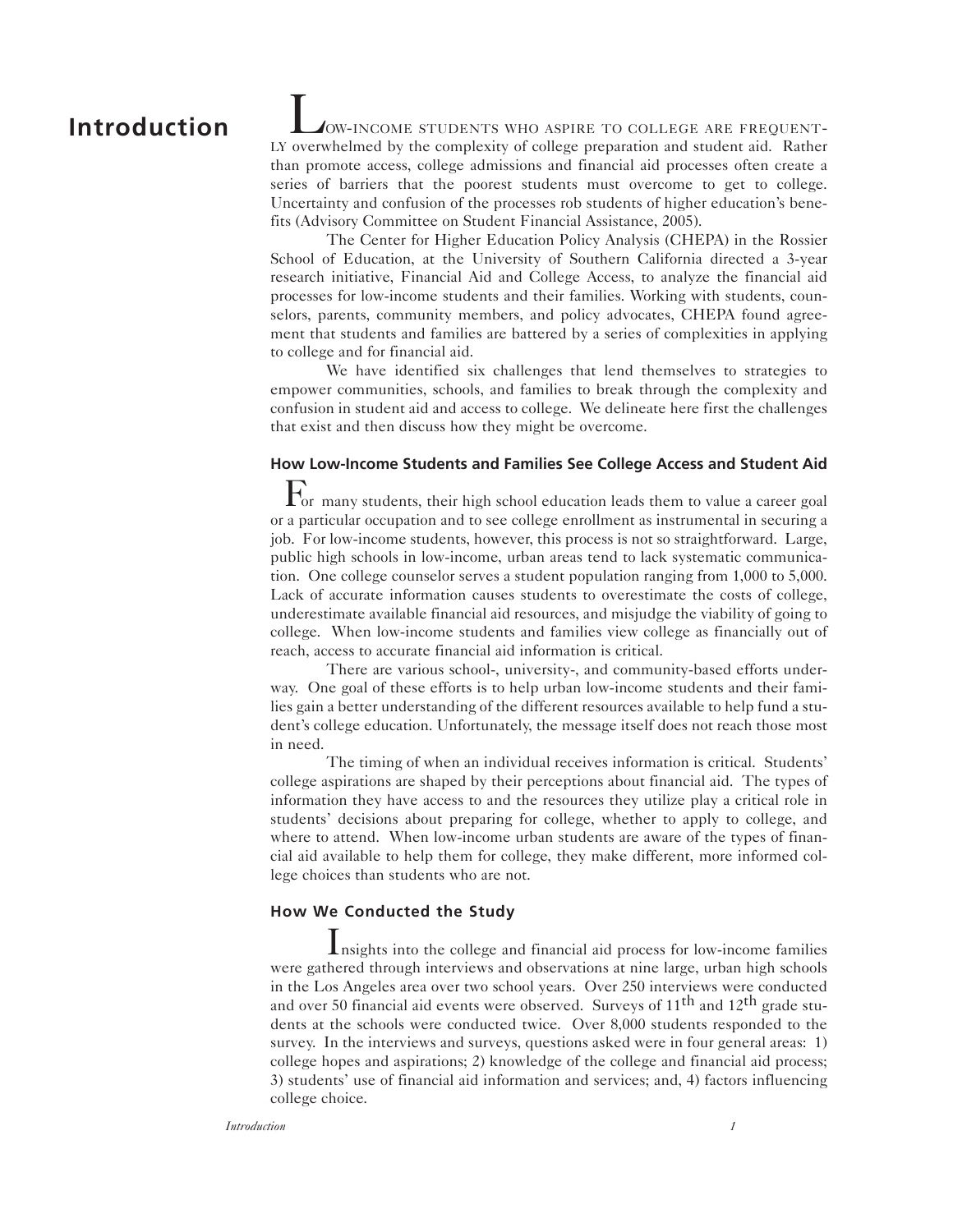# Introduction

Low-income students who aspire to college are frequently overwhelmed by the complexity of college preparation and student aid. Rather than promote access, college admissions and financial aid processes often create a series of barriers that the poorest students must overcome to get to college. Uncertainty and confusion of the processes rob students of higher education's benefits (Advisory Committee on Student Financial Assistance, 2005).

The Center for Higher Education Policy Analysis (CHEPA) in the Rossier School of Education, at the University of Southern California directed a 3-year research initiative, Financial Aid and College Access, to analyze the financial aid processes for low-income students and their families. Working with students, counselors, parents, community members, and policy advocates, CHEPA found agreement that students and families are battered by a series of complexities in applying to college and for financial aid.

We have identified six challenges that lend themselves to strategies to empower communities, schools, and families to break through the complexity and confusion in student aid and access to college. We delineate here first the challenges that exist and then discuss how they might be overcome.

### How Low-Income Students and Families See College Access and Student Aid

For many students, their high school education leads them to value a career goal or a particular occupation and to see college enrollment as instrumental in securing a job. For low-income students, however, this process is not so straightforward. Large, public high schools in low-income, urban areas tend to lack systematic communication. One college counselor serves a student population ranging from 1,000 to 5,000. Lack of accurate information causes students to overestimate the costs of college, underestimate available financial aid resources, and misjudge the viability of going to college. When low-income students and families view college as financially out of reach, access to accurate financial aid information is critical.

There are various school-, university-, and community-based efforts underway. One goal of these efforts is to help urban low-income students and their families gain a better understanding of the different resources available to help fund a student's college education. Unfortunately, the message itself does not reach those most in need.

The timing of when an individual receives information is critical. Students' college aspirations are shaped by their perceptions about financial aid. The types of information they have access to and the resources they utilize play a critical role in students' decisions about preparing for college, whether to apply to college, and where to attend. When low-income urban students are aware of the types of financial aid available to help them for college, they make different, more informed college choices than students who are not.

### How We Conducted the Study

Insights into the college and financial aid process for low-income families were gathered through interviews and observations at nine large, urban high schools in the Los Angeles area over two school years. Over 250 interviews were conducted and over 50 financial aid events were observed. Surveys of 11th and 12th grade students at the schools were conducted twice. Over 8,000 students responded to the survey. In the interviews and surveys, questions asked were in four general areas: 1) college hopes and aspirations; 2) knowledge of the college and financial aid process; 3) students' use of financial aid information and services; and, 4) factors influencing college choice.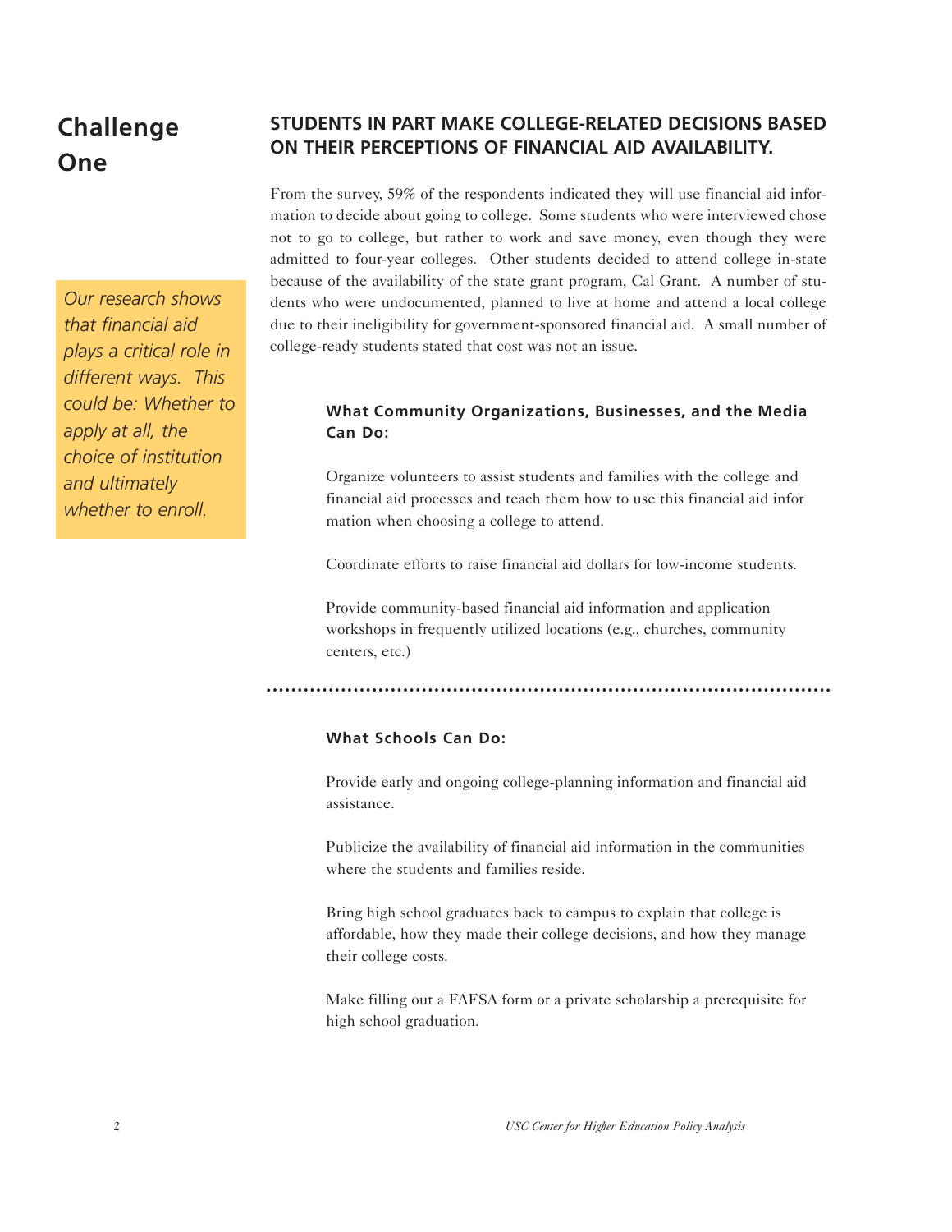# Challenge One

## STUDENTS IN PART MAKE COLLEGE-RELATED DECISIONS BASED ON THEIR PERCEPTIONS OF FINANCIAL AID AVAILABILITY.

From the survey, 59% of the respondents indicated they will use financial aid information to decide about going to college. Some students who were interviewed chose not to go to college, but rather to work and save money, even though they were admitted to four-year colleges. Other students decided to attend college in-state because of the availability of the state grant program, Cal Grant. A number of students who were undocumented, planned to live at home and attend a local college due to their ineligibility for government-sponsored financial aid. A small number of college-ready students stated that cost was not an issue.

*Our research shows that financial aid plays a critical role in different ways. This could be: Whether to apply at all, the choice of institution and ultimately whether to enroll.*

### What Community Organizations, Businesses, and the Media Can Do:

Organize volunteers to assist students and families with the college and financial aid processes and teach them how to use this financial aid information when choosing a college to attend.

Coordinate efforts to raise financial aid dollars for low-income students.

Provide community-based financial aid information and application workshops in frequently utilized locations (e.g., churches, community centers, etc.)

---

### What Schools Can Do:

Provide early and ongoing college-planning information and financial aid assistance.

Publicize the availability of financial aid information in the communities where the students and families reside.

Bring high school graduates back to campus to explain that college is affordable, how they made their college decisions, and how they manage their college costs.

Make filling out a FAFSA form or a private scholarship a prerequisite for high school graduation.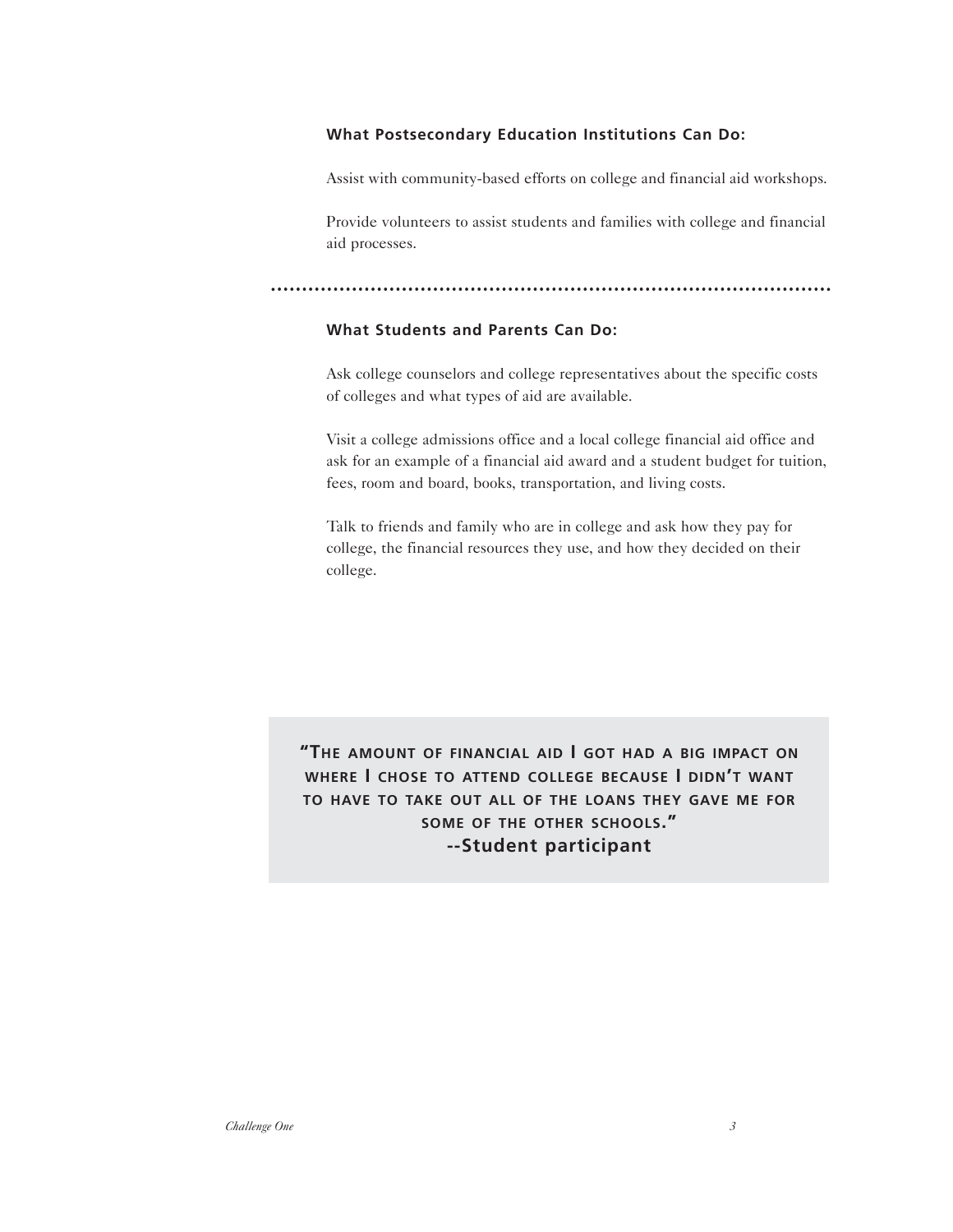### What Postsecondary Education Institutions Can Do:

Assist with community-based efforts on college and financial aid workshops.

Provide volunteers to assist students and families with college and financial aid processes.

---

### What Students and Parents Can Do:

Ask college counselors and college representatives about the specific costs of colleges and what types of aid are available.

Visit a college admissions office and a local college financial aid office and ask for an example of a financial aid award and a student budget for tuition, fees, room and board, books, transportation, and living costs.

Talk to friends and family who are in college and ask how they pay for college, the financial resources they use, and how they decided on their college.

> **"The amount of financial aid I got had a big impact on where I chose to attend college because I didn't want to have to take out all of the loans they gave me for some of the other schools."**
> **--Student participant**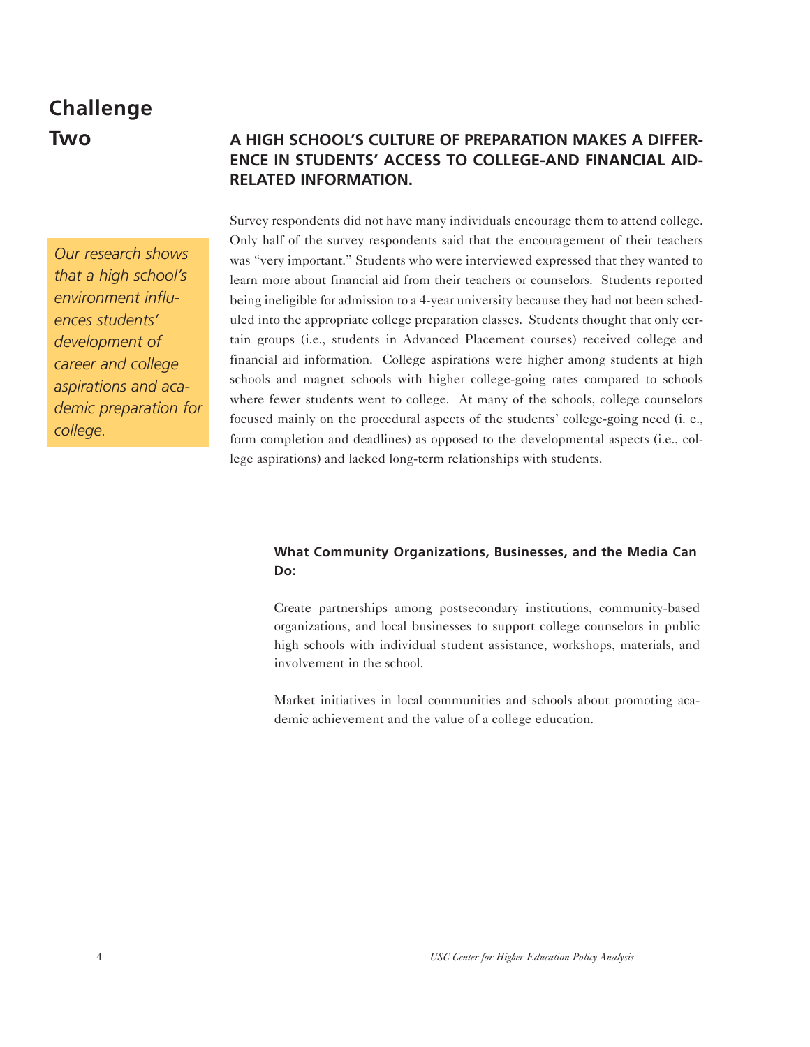# Challenge Two

## A HIGH SCHOOL'S CULTURE OF PREPARATION MAKES A DIFFERENCE IN STUDENTS' ACCESS TO COLLEGE-AND FINANCIAL AID-RELATED INFORMATION.

*Our research shows that a high school's environment influences students' development of career and college aspirations and academic preparation for college.*

Survey respondents did not have many individuals encourage them to attend college. Only half of the survey respondents said that the encouragement of their teachers was "very important." Students who were interviewed expressed that they wanted to learn more about financial aid from their teachers or counselors. Students reported being ineligible for admission to a 4-year university because they had not been scheduled into the appropriate college preparation classes. Students thought that only certain groups (i.e., students in Advanced Placement courses) received college and financial aid information. College aspirations were higher among students at high schools and magnet schools with higher college-going rates compared to schools where fewer students went to college. At many of the schools, college counselors focused mainly on the procedural aspects of the students' college-going need (i. e., form completion and deadlines) as opposed to the developmental aspects (i.e., college aspirations) and lacked long-term relationships with students.

### What Community Organizations, Businesses, and the Media Can Do:

Create partnerships among postsecondary institutions, community-based organizations, and local businesses to support college counselors in public high schools with individual student assistance, workshops, materials, and involvement in the school.

Market initiatives in local communities and schools about promoting academic achievement and the value of a college education.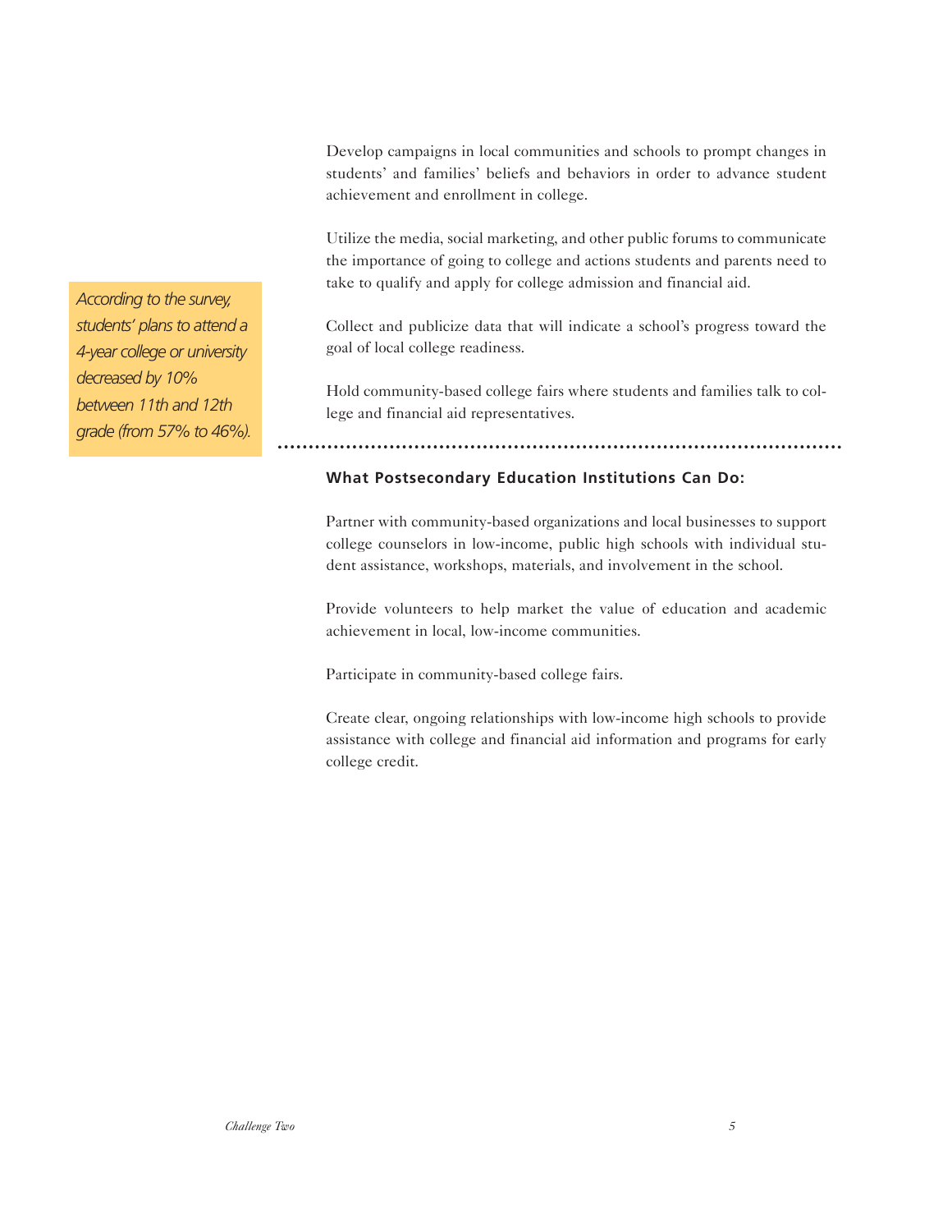Develop campaigns in local communities and schools to prompt changes in students' and families' beliefs and behaviors in order to advance student achievement and enrollment in college.

Utilize the media, social marketing, and other public forums to communicate the importance of going to college and actions students and parents need to take to qualify and apply for college admission and financial aid.

*According to the survey, students' plans to attend a 4-year college or university decreased by 10% between 11th and 12th grade (from 57% to 46%).*

Collect and publicize data that will indicate a school's progress toward the goal of local college readiness.

Hold community-based college fairs where students and families talk to college and financial aid representatives.

---

**What Postsecondary Education Institutions Can Do:**

Partner with community-based organizations and local businesses to support college counselors in low-income, public high schools with individual student assistance, workshops, materials, and involvement in the school.

Provide volunteers to help market the value of education and academic achievement in local, low-income communities.

Participate in community-based college fairs.

Create clear, ongoing relationships with low-income high schools to provide assistance with college and financial aid information and programs for early college credit.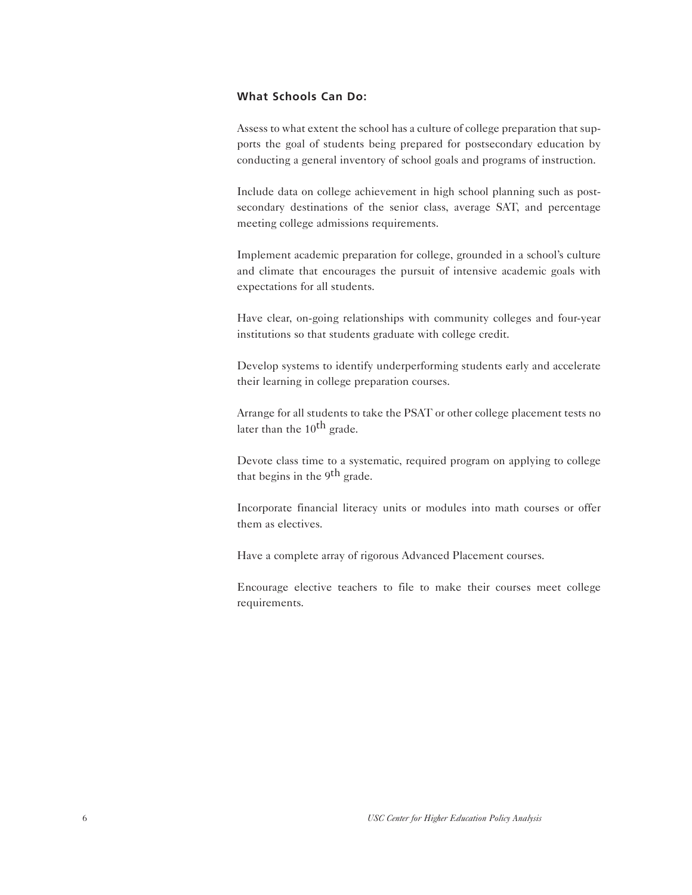### What Schools Can Do:

Assess to what extent the school has a culture of college preparation that supports the goal of students being prepared for postsecondary education by conducting a general inventory of school goals and programs of instruction.

Include data on college achievement in high school planning such as postsecondary destinations of the senior class, average SAT, and percentage meeting college admissions requirements.

Implement academic preparation for college, grounded in a school's culture and climate that encourages the pursuit of intensive academic goals with expectations for all students.

Have clear, on-going relationships with community colleges and four-year institutions so that students graduate with college credit.

Develop systems to identify underperforming students early and accelerate their learning in college preparation courses.

Arrange for all students to take the PSAT or other college placement tests no later than the 10th grade.

Devote class time to a systematic, required program on applying to college that begins in the 9th grade.

Incorporate financial literacy units or modules into math courses or offer them as electives.

Have a complete array of rigorous Advanced Placement courses.

Encourage elective teachers to file to make their courses meet college requirements.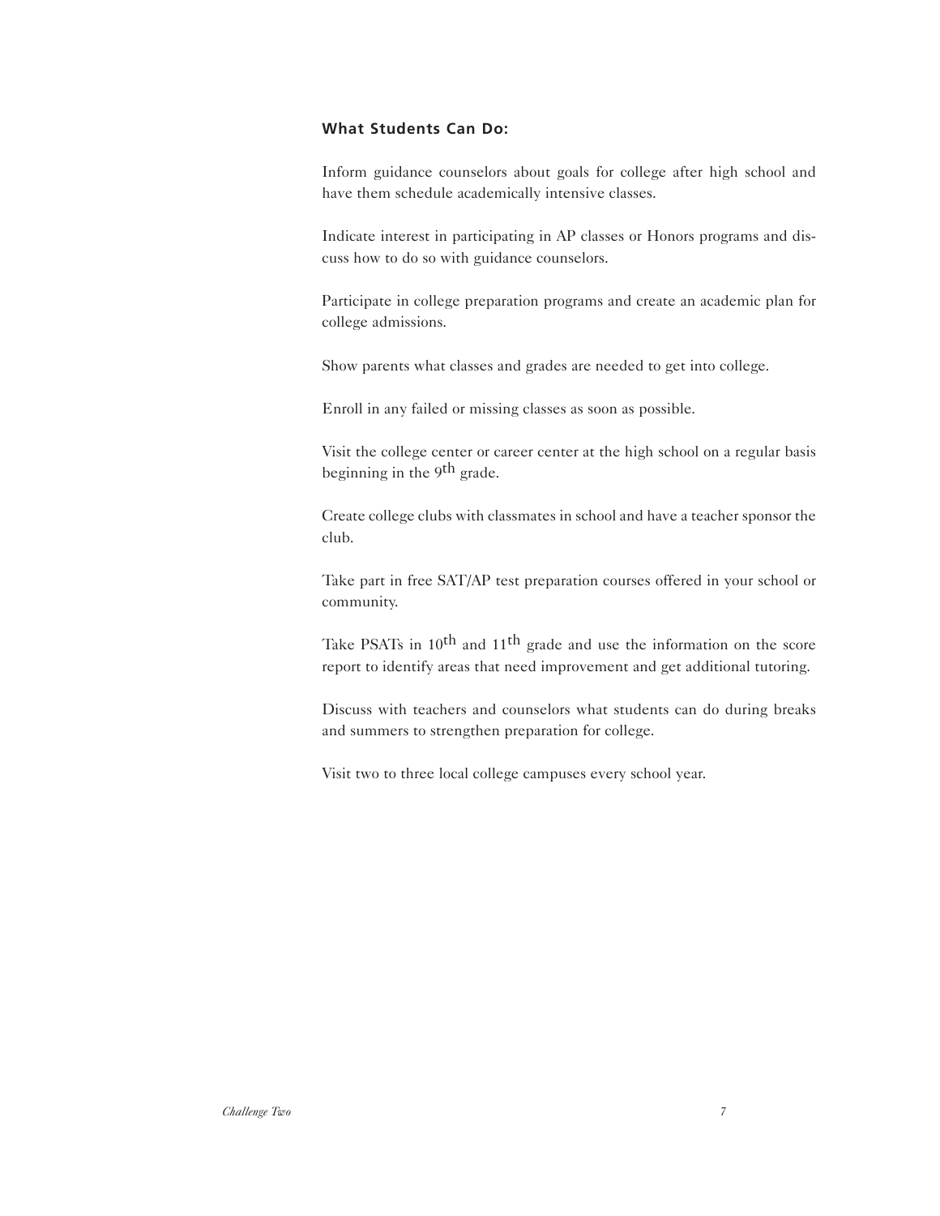### What Students Can Do:

Inform guidance counselors about goals for college after high school and have them schedule academically intensive classes.

Indicate interest in participating in AP classes or Honors programs and discuss how to do so with guidance counselors.

Participate in college preparation programs and create an academic plan for college admissions.

Show parents what classes and grades are needed to get into college.

Enroll in any failed or missing classes as soon as possible.

Visit the college center or career center at the high school on a regular basis beginning in the 9th grade.

Create college clubs with classmates in school and have a teacher sponsor the club.

Take part in free SAT/AP test preparation courses offered in your school or community.

Take PSATs in 10th and 11th grade and use the information on the score report to identify areas that need improvement and get additional tutoring.

Discuss with teachers and counselors what students can do during breaks and summers to strengthen preparation for college.

Visit two to three local college campuses every school year.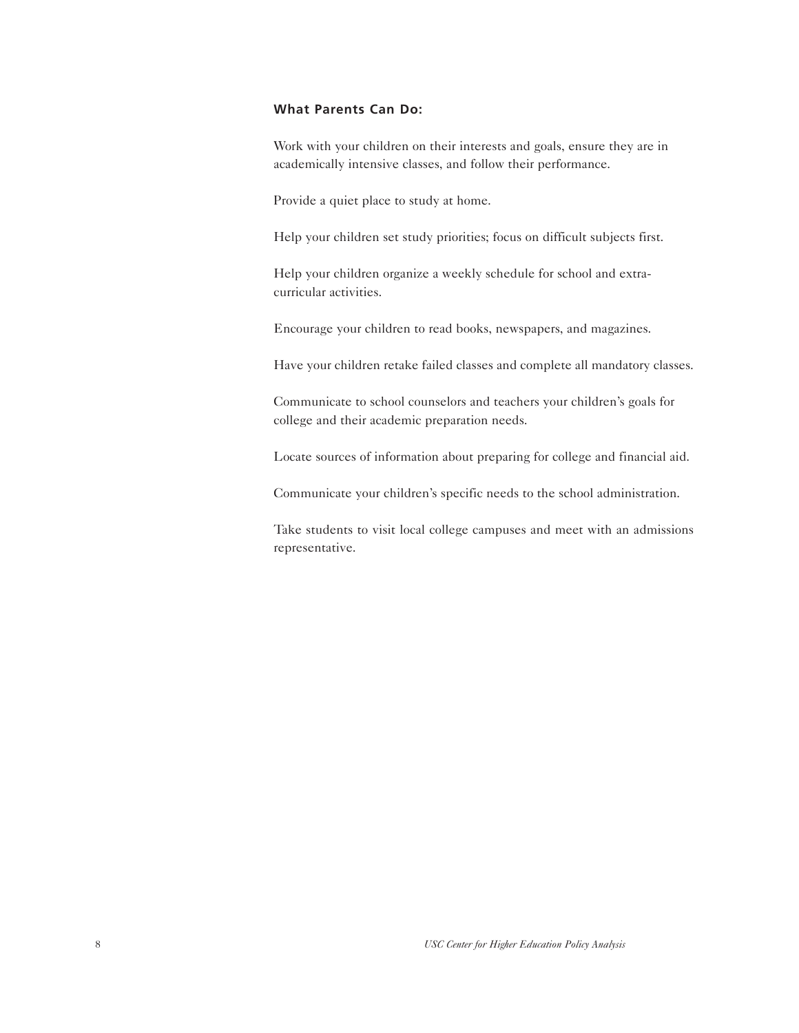**What Parents Can Do:**

Work with your children on their interests and goals, ensure they are in academically intensive classes, and follow their performance.

Provide a quiet place to study at home.

Help your children set study priorities; focus on difficult subjects first.

Help your children organize a weekly schedule for school and extracurricular activities.

Encourage your children to read books, newspapers, and magazines.

Have your children retake failed classes and complete all mandatory classes.

Communicate to school counselors and teachers your children's goals for college and their academic preparation needs.

Locate sources of information about preparing for college and financial aid.

Communicate your children's specific needs to the school administration.

Take students to visit local college campuses and meet with an admissions representative.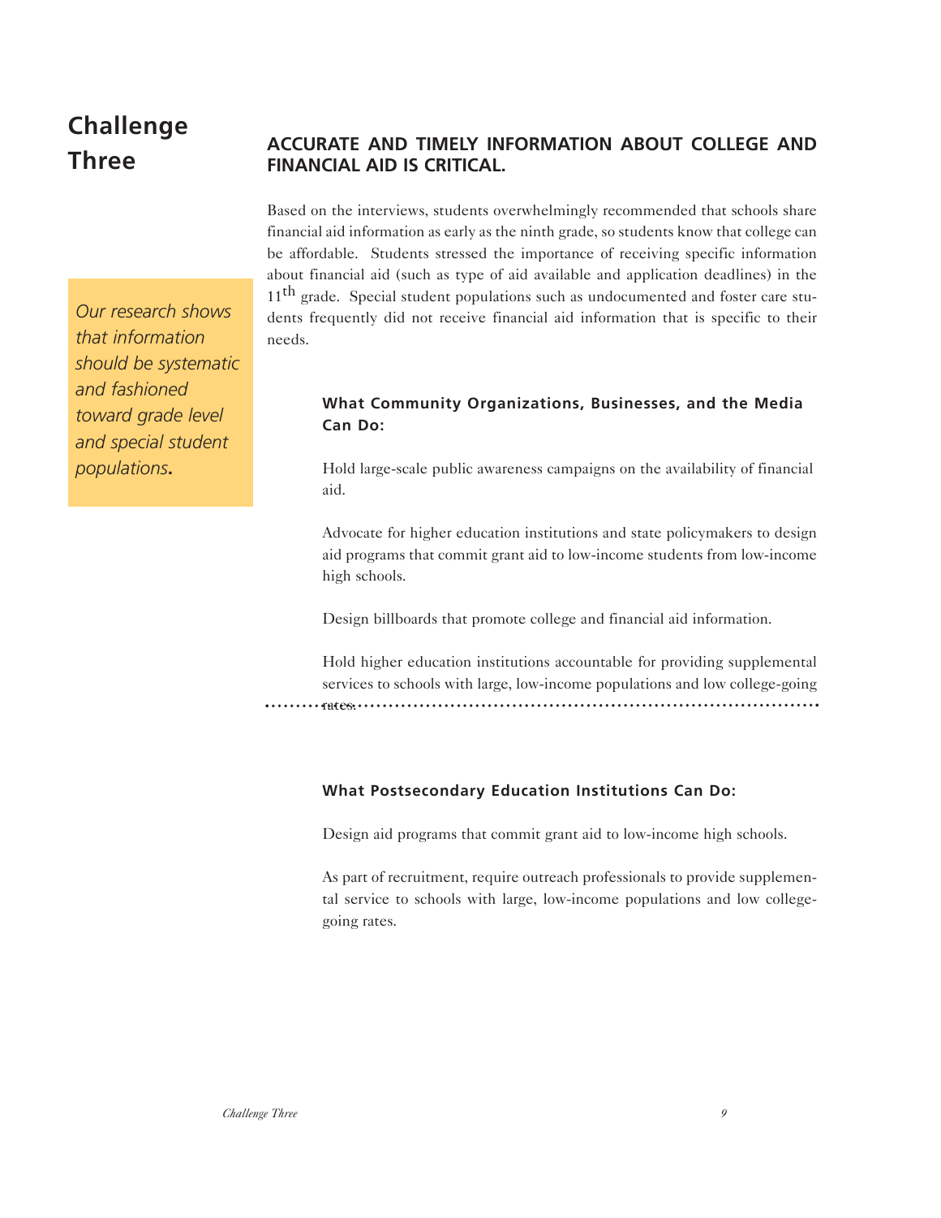# Challenge Three

## ACCURATE AND TIMELY INFORMATION ABOUT COLLEGE AND FINANCIAL AID IS CRITICAL.

Based on the interviews, students overwhelmingly recommended that schools share financial aid information as early as the ninth grade, so students know that college can be affordable. Students stressed the importance of receiving specific information about financial aid (such as type of aid available and application deadlines) in the 11th grade. Special student populations such as undocumented and foster care students frequently did not receive financial aid information that is specific to their needs.

*Our research shows that information should be systematic and fashioned toward grade level and special student populations.*

### What Community Organizations, Businesses, and the Media Can Do:

Hold large-scale public awareness campaigns on the availability of financial aid.

Advocate for higher education institutions and state policymakers to design aid programs that commit grant aid to low-income students from low-income high schools.

Design billboards that promote college and financial aid information.

Hold higher education institutions accountable for providing supplemental services to schools with large, low-income populations and low college-going rates.

### What Postsecondary Education Institutions Can Do:

Design aid programs that commit grant aid to low-income high schools.

As part of recruitment, require outreach professionals to provide supplemental service to schools with large, low-income populations and low college-going rates.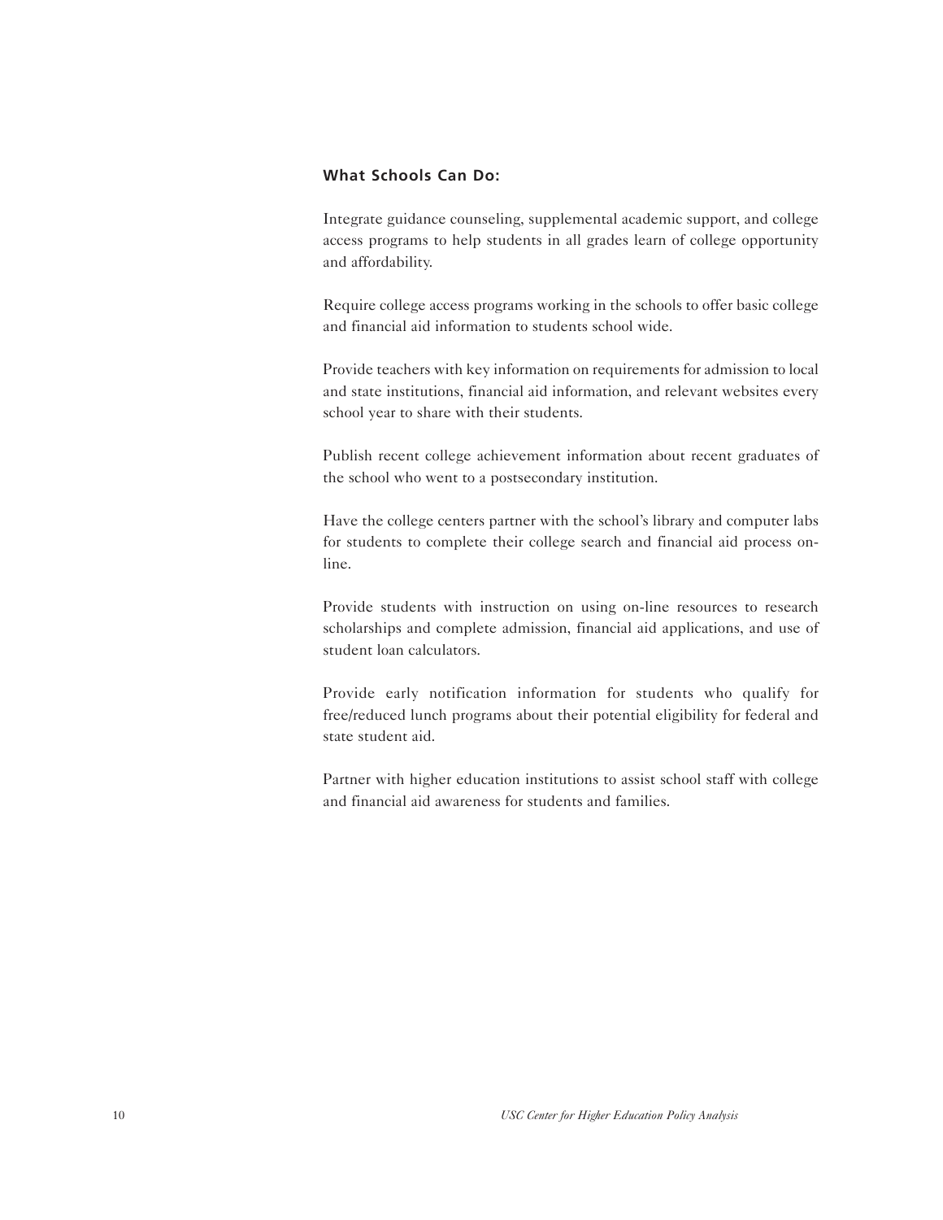### What Schools Can Do:

Integrate guidance counseling, supplemental academic support, and college access programs to help students in all grades learn of college opportunity and affordability.

Require college access programs working in the schools to offer basic college and financial aid information to students school wide.

Provide teachers with key information on requirements for admission to local and state institutions, financial aid information, and relevant websites every school year to share with their students.

Publish recent college achievement information about recent graduates of the school who went to a postsecondary institution.

Have the college centers partner with the school's library and computer labs for students to complete their college search and financial aid process on-line.

Provide students with instruction on using on-line resources to research scholarships and complete admission, financial aid applications, and use of student loan calculators.

Provide early notification information for students who qualify for free/reduced lunch programs about their potential eligibility for federal and state student aid.

Partner with higher education institutions to assist school staff with college and financial aid awareness for students and families.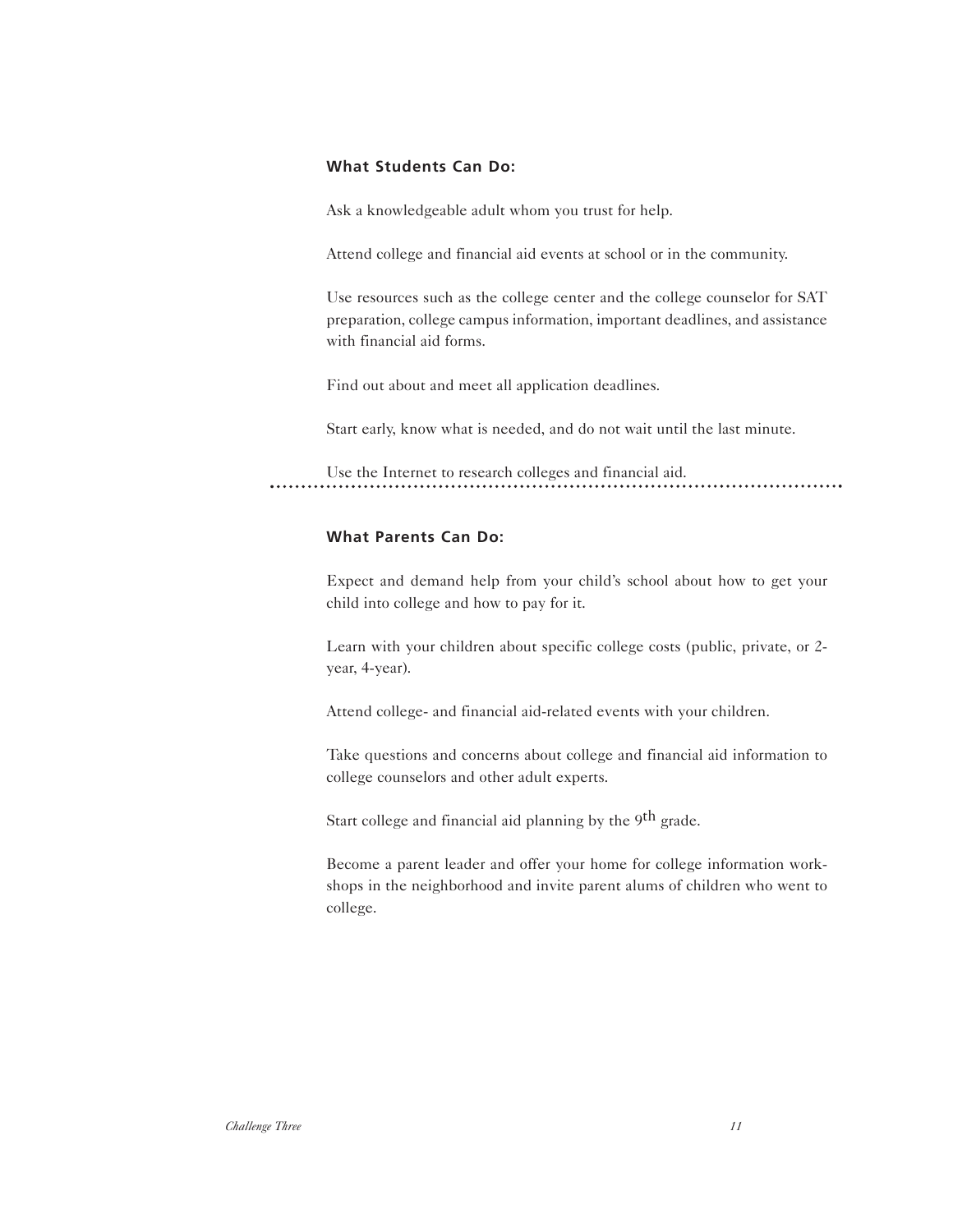### What Students Can Do:

Ask a knowledgeable adult whom you trust for help.

Attend college and financial aid events at school or in the community.

Use resources such as the college center and the college counselor for SAT preparation, college campus information, important deadlines, and assistance with financial aid forms.

Find out about and meet all application deadlines.

Start early, know what is needed, and do not wait until the last minute.

Use the Internet to research colleges and financial aid.

---

### What Parents Can Do:

Expect and demand help from your child's school about how to get your child into college and how to pay for it.

Learn with your children about specific college costs (public, private, or 2-year, 4-year).

Attend college- and financial aid-related events with your children.

Take questions and concerns about college and financial aid information to college counselors and other adult experts.

Start college and financial aid planning by the 9th grade.

Become a parent leader and offer your home for college information workshops in the neighborhood and invite parent alums of children who went to college.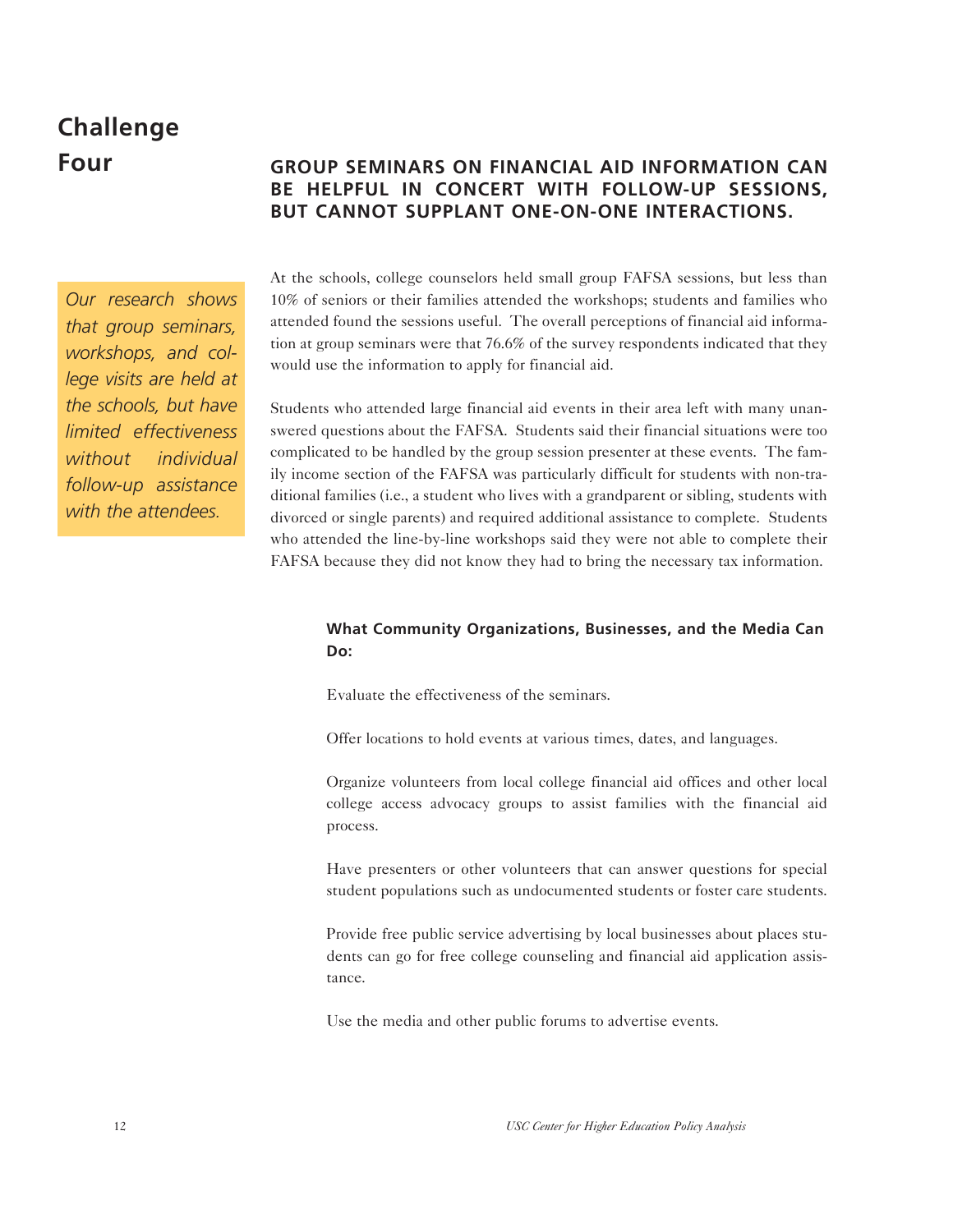# Challenge Four

## GROUP SEMINARS ON FINANCIAL AID INFORMATION CAN BE HELPFUL IN CONCERT WITH FOLLOW-UP SESSIONS, BUT CANNOT SUPPLANT ONE-ON-ONE INTERACTIONS.

*Our research shows that group seminars, workshops, and college visits are held at the schools, but have limited effectiveness without individual follow-up assistance with the attendees.*

At the schools, college counselors held small group FAFSA sessions, but less than 10% of seniors or their families attended the workshops; students and families who attended found the sessions useful. The overall perceptions of financial aid information at group seminars were that 76.6% of the survey respondents indicated that they would use the information to apply for financial aid.

Students who attended large financial aid events in their area left with many unanswered questions about the FAFSA. Students said their financial situations were too complicated to be handled by the group session presenter at these events. The family income section of the FAFSA was particularly difficult for students with non-traditional families (i.e., a student who lives with a grandparent or sibling, students with divorced or single parents) and required additional assistance to complete. Students who attended the line-by-line workshops said they were not able to complete their FAFSA because they did not know they had to bring the necessary tax information.

### What Community Organizations, Businesses, and the Media Can Do:

Evaluate the effectiveness of the seminars.

Offer locations to hold events at various times, dates, and languages.

Organize volunteers from local college financial aid offices and other local college access advocacy groups to assist families with the financial aid process.

Have presenters or other volunteers that can answer questions for special student populations such as undocumented students or foster care students.

Provide free public service advertising by local businesses about places students can go for free college counseling and financial aid application assistance.

Use the media and other public forums to advertise events.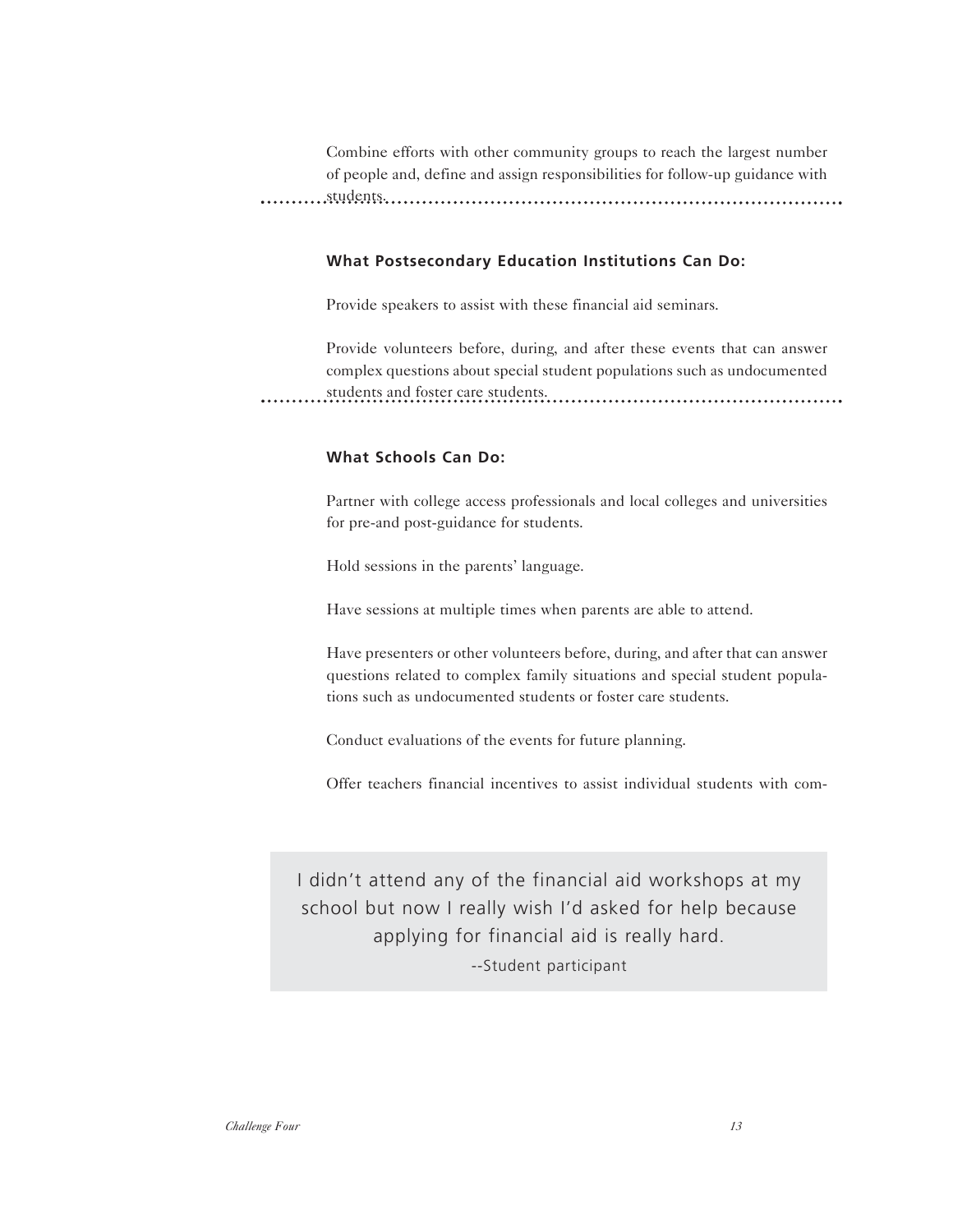Combine efforts with other community groups to reach the largest number of people and, define and assign responsibilities for follow-up guidance with students.

**What Postsecondary Education Institutions Can Do:**

Provide speakers to assist with these financial aid seminars.

Provide volunteers before, during, and after these events that can answer complex questions about special student populations such as undocumented students and foster care students.

**What Schools Can Do:**

Partner with college access professionals and local colleges and universities for pre-and post-guidance for students.

Hold sessions in the parents' language.

Have sessions at multiple times when parents are able to attend.

Have presenters or other volunteers before, during, and after that can answer questions related to complex family situations and special student populations such as undocumented students or foster care students.

Conduct evaluations of the events for future planning.

Offer teachers financial incentives to assist individual students with com-

> I didn't attend any of the financial aid workshops at my school but now I really wish I'd asked for help because applying for financial aid is really hard.
>
> --Student participant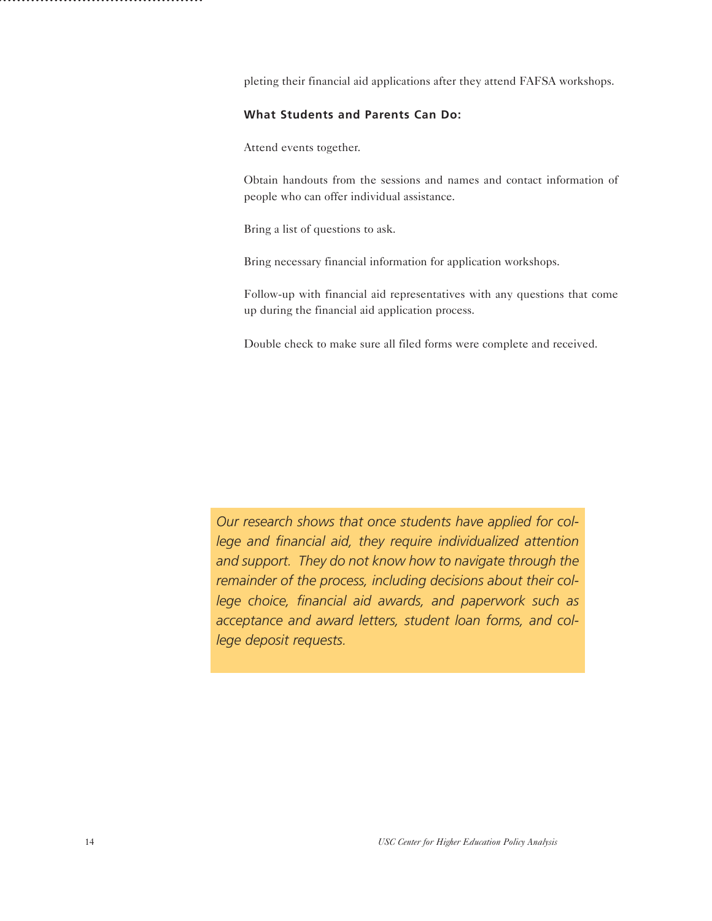pleting their financial aid applications after they attend FAFSA workshops.

**What Students and Parents Can Do:**

Attend events together.

Obtain handouts from the sessions and names and contact information of people who can offer individual assistance.

Bring a list of questions to ask.

Bring necessary financial information for application workshops.

Follow-up with financial aid representatives with any questions that come up during the financial aid application process.

Double check to make sure all filed forms were complete and received.

*Our research shows that once students have applied for college and financial aid, they require individualized attention and support. They do not know how to navigate through the remainder of the process, including decisions about their college choice, financial aid awards, and paperwork such as acceptance and award letters, student loan forms, and college deposit requests.*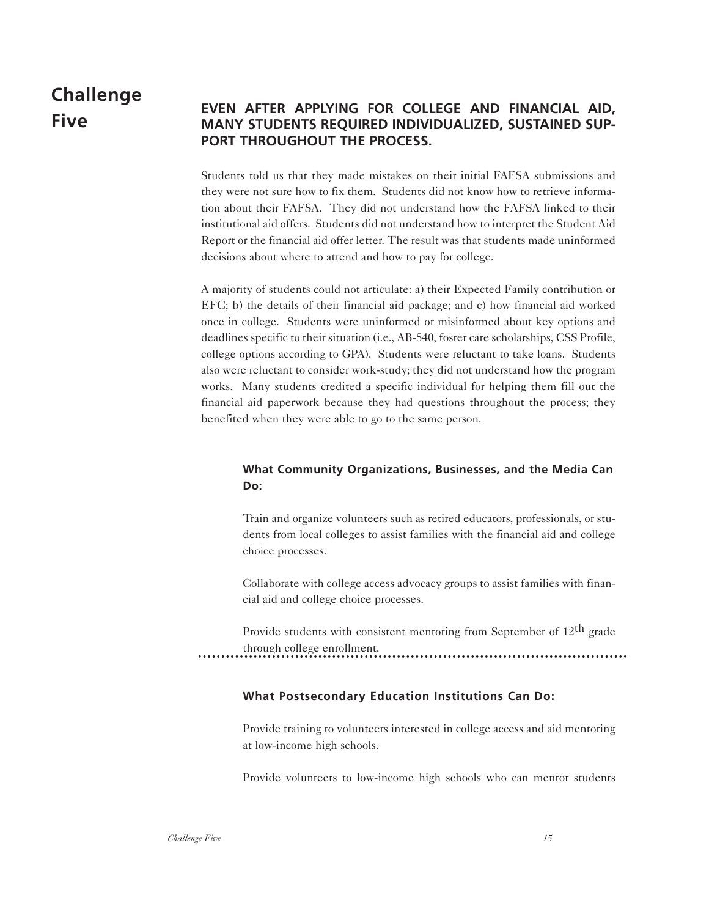# Challenge Five

## EVEN AFTER APPLYING FOR COLLEGE AND FINANCIAL AID, MANY STUDENTS REQUIRED INDIVIDUALIZED, SUSTAINED SUPPORT THROUGHOUT THE PROCESS.

Students told us that they made mistakes on their initial FAFSA submissions and they were not sure how to fix them. Students did not know how to retrieve information about their FAFSA. They did not understand how the FAFSA linked to their institutional aid offers. Students did not understand how to interpret the Student Aid Report or the financial aid offer letter. The result was that students made uninformed decisions about where to attend and how to pay for college.

A majority of students could not articulate: a) their Expected Family contribution or EFC; b) the details of their financial aid package; and c) how financial aid worked once in college. Students were uninformed or misinformed about key options and deadlines specific to their situation (i.e., AB-540, foster care scholarships, CSS Profile, college options according to GPA). Students were reluctant to take loans. Students also were reluctant to consider work-study; they did not understand how the program works. Many students credited a specific individual for helping them fill out the financial aid paperwork because they had questions throughout the process; they benefited when they were able to go to the same person.

### What Community Organizations, Businesses, and the Media Can Do:

Train and organize volunteers such as retired educators, professionals, or students from local colleges to assist families with the financial aid and college choice processes.

Collaborate with college access advocacy groups to assist families with financial aid and college choice processes.

Provide students with consistent mentoring from September of 12th grade through college enrollment.

### What Postsecondary Education Institutions Can Do:

Provide training to volunteers interested in college access and aid mentoring at low-income high schools.

Provide volunteers to low-income high schools who can mentor students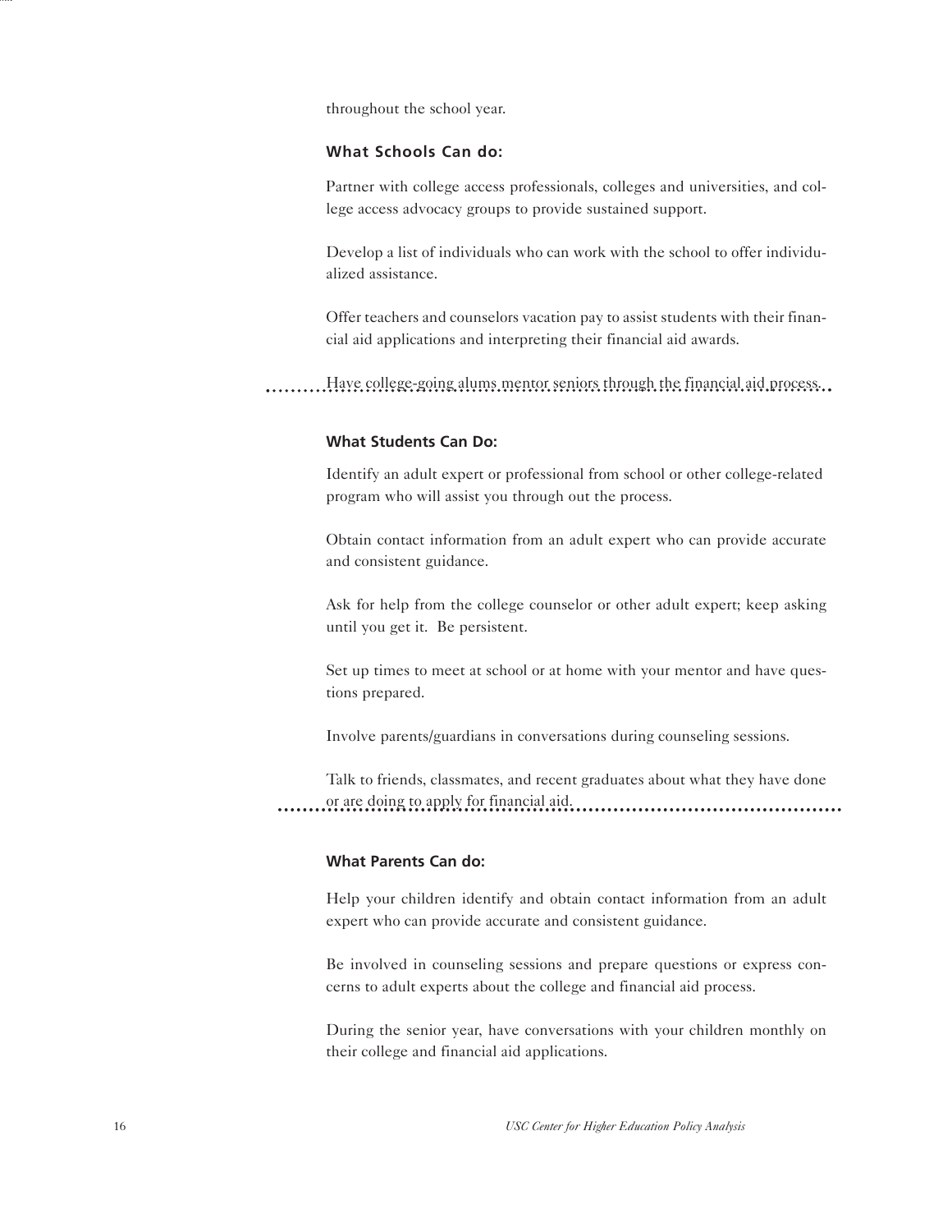throughout the school year.

### What Schools Can do:

Partner with college access professionals, colleges and universities, and college access advocacy groups to provide sustained support.

Develop a list of individuals who can work with the school to offer individualized assistance.

Offer teachers and counselors vacation pay to assist students with their financial aid applications and interpreting their financial aid awards.

Have college-going alums mentor seniors through the financial aid process.

### What Students Can Do:

Identify an adult expert or professional from school or other college-related program who will assist you through out the process.

Obtain contact information from an adult expert who can provide accurate and consistent guidance.

Ask for help from the college counselor or other adult expert; keep asking until you get it. Be persistent.

Set up times to meet at school or at home with your mentor and have questions prepared.

Involve parents/guardians in conversations during counseling sessions.

Talk to friends, classmates, and recent graduates about what they have done or are doing to apply for financial aid.

### What Parents Can do:

Help your children identify and obtain contact information from an adult expert who can provide accurate and consistent guidance.

Be involved in counseling sessions and prepare questions or express concerns to adult experts about the college and financial aid process.

During the senior year, have conversations with your children monthly on their college and financial aid applications.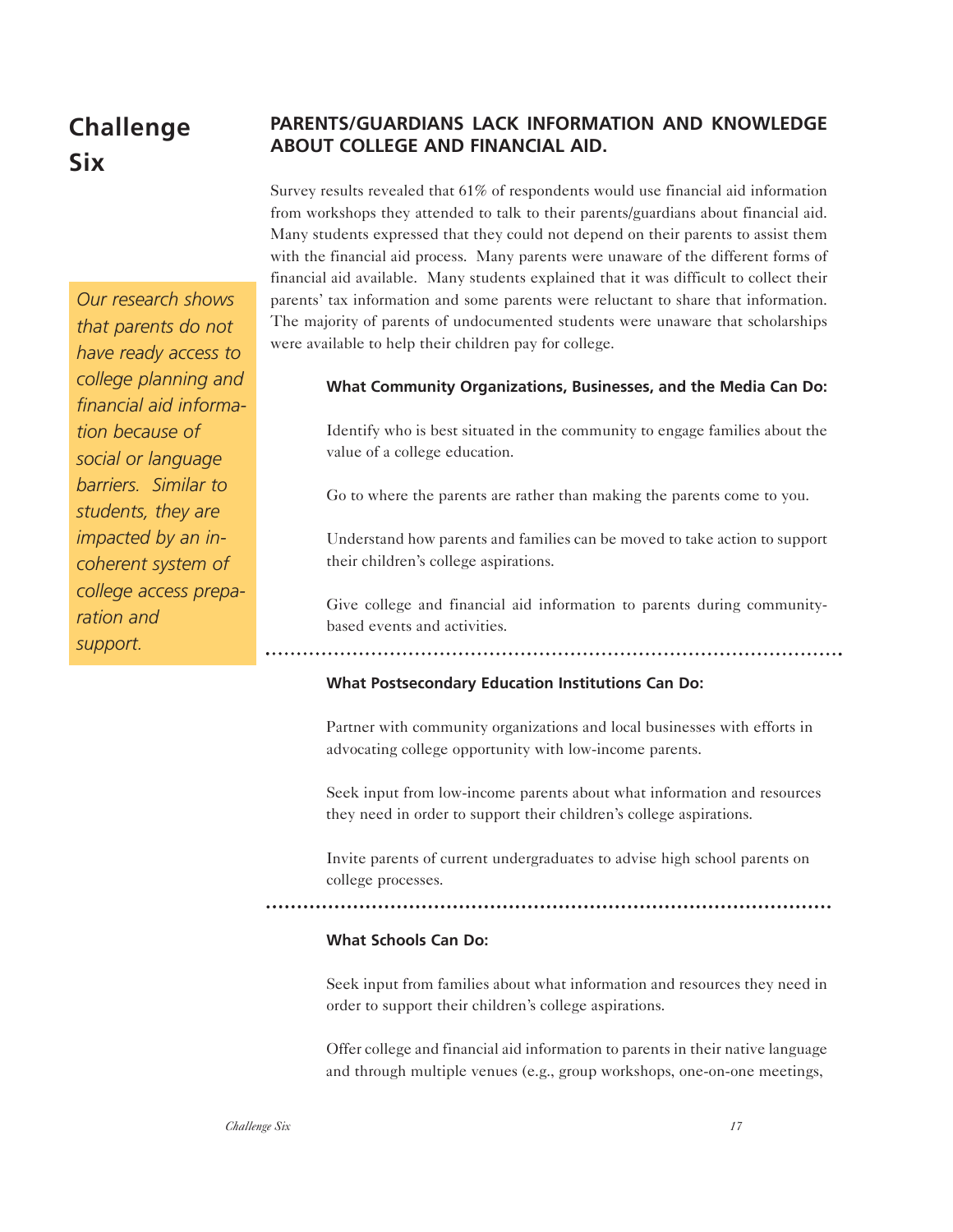## Challenge Six

### PARENTS/GUARDIANS LACK INFORMATION AND KNOWLEDGE ABOUT COLLEGE AND FINANCIAL AID.

*Our research shows that parents do not have ready access to college planning and financial aid information because of social or language barriers. Similar to students, they are impacted by an incoherent system of college access preparation and support.*

Survey results revealed that 61% of respondents would use financial aid information from workshops they attended to talk to their parents/guardians about financial aid. Many students expressed that they could not depend on their parents to assist them with the financial aid process. Many parents were unaware of the different forms of financial aid available. Many students explained that it was difficult to collect their parents' tax information and some parents were reluctant to share that information. The majority of parents of undocumented students were unaware that scholarships were available to help their children pay for college.

**What Community Organizations, Businesses, and the Media Can Do:**

Identify who is best situated in the community to engage families about the value of a college education.

Go to where the parents are rather than making the parents come to you.

Understand how parents and families can be moved to take action to support their children's college aspirations.

Give college and financial aid information to parents during community-based events and activities.

**What Postsecondary Education Institutions Can Do:**

Partner with community organizations and local businesses with efforts in advocating college opportunity with low-income parents.

Seek input from low-income parents about what information and resources they need in order to support their children's college aspirations.

Invite parents of current undergraduates to advise high school parents on college processes.

**What Schools Can Do:**

Seek input from families about what information and resources they need in order to support their children's college aspirations.

Offer college and financial aid information to parents in their native language and through multiple venues (e.g., group workshops, one-on-one meetings,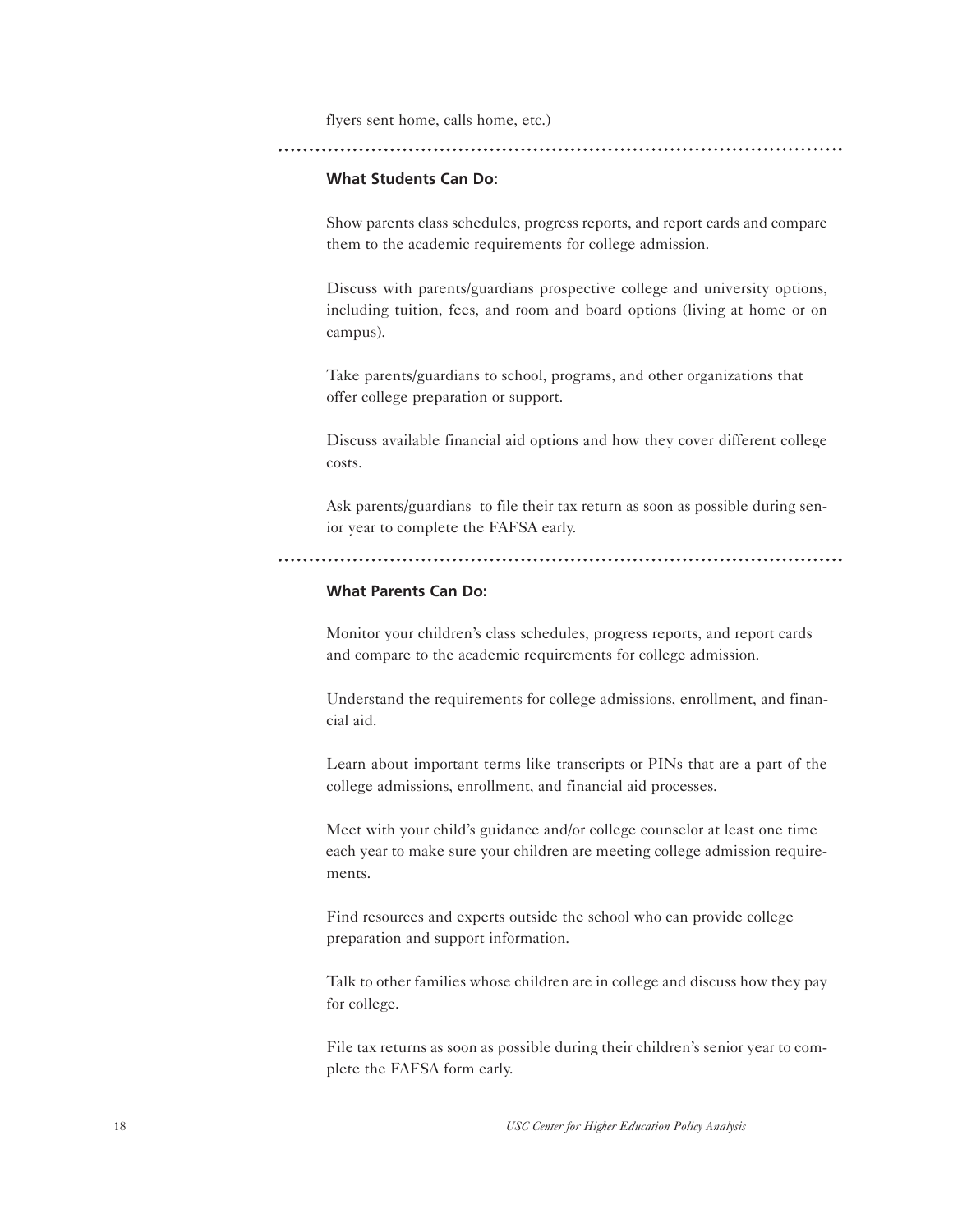flyers sent home, calls home, etc.)

---

### What Students Can Do:

Show parents class schedules, progress reports, and report cards and compare them to the academic requirements for college admission.

Discuss with parents/guardians prospective college and university options, including tuition, fees, and room and board options (living at home or on campus).

Take parents/guardians to school, programs, and other organizations that offer college preparation or support.

Discuss available financial aid options and how they cover different college costs.

Ask parents/guardians to file their tax return as soon as possible during senior year to complete the FAFSA early.

---

### What Parents Can Do:

Monitor your children's class schedules, progress reports, and report cards and compare to the academic requirements for college admission.

Understand the requirements for college admissions, enrollment, and financial aid.

Learn about important terms like transcripts or PINs that are a part of the college admissions, enrollment, and financial aid processes.

Meet with your child's guidance and/or college counselor at least one time each year to make sure your children are meeting college admission requirements.

Find resources and experts outside the school who can provide college preparation and support information.

Talk to other families whose children are in college and discuss how they pay for college.

File tax returns as soon as possible during their children's senior year to complete the FAFSA form early.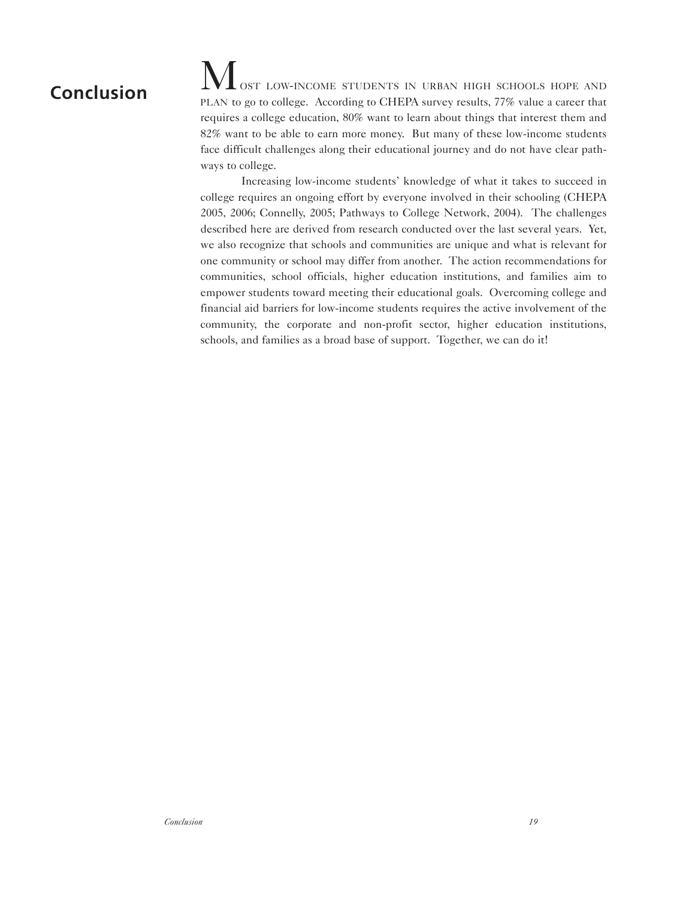# Conclusion

Most low-income students in urban high schools hope and plan to go to college. According to CHEPA survey results, 77% value a career that requires a college education, 80% want to learn about things that interest them and 82% want to be able to earn more money. But many of these low-income students face difficult challenges along their educational journey and do not have clear pathways to college.

Increasing low-income students' knowledge of what it takes to succeed in college requires an ongoing effort by everyone involved in their schooling (CHEPA 2005, 2006; Connelly, 2005; Pathways to College Network, 2004). The challenges described here are derived from research conducted over the last several years. Yet, we also recognize that schools and communities are unique and what is relevant for one community or school may differ from another. The action recommendations for communities, school officials, higher education institutions, and families aim to empower students toward meeting their educational goals. Overcoming college and financial aid barriers for low-income students requires the active involvement of the community, the corporate and non-profit sector, higher education institutions, schools, and families as a broad base of support. Together, we can do it!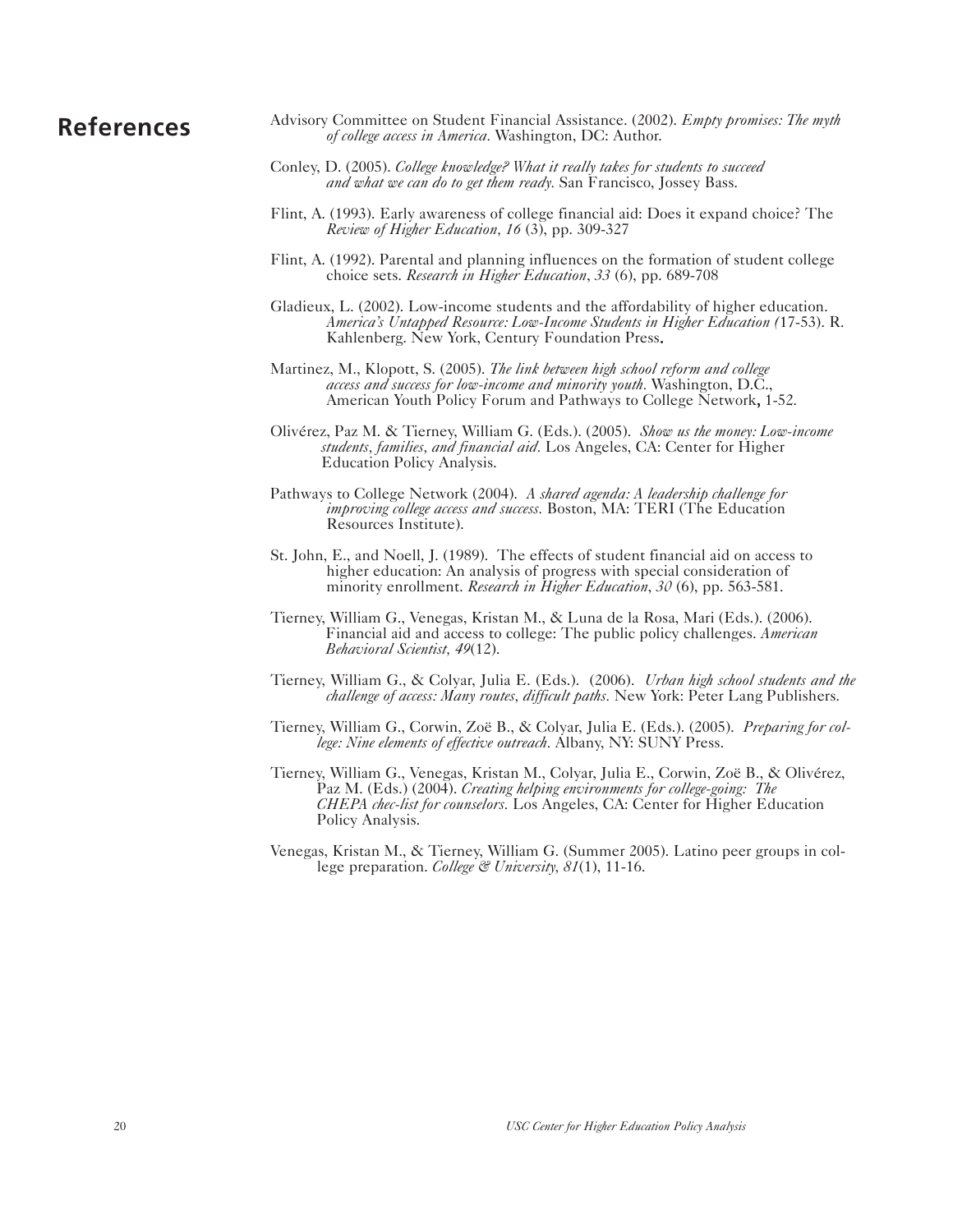## References

Advisory Committee on Student Financial Assistance. (2002). *Empty promises: The myth of college access in America*. Washington, DC: Author.

Conley, D. (2005). *College knowledge? What it really takes for students to succeed and what we can do to get them ready*. San Francisco, Jossey Bass.

Flint, A. (1993). Early awareness of college financial aid: Does it expand choice? The *Review of Higher Education, 16* (3), pp. 309-327

Flint, A. (1992). Parental and planning influences on the formation of student college choice sets. *Research in Higher Education*, *33* (6), pp. 689-708

Gladieux, L. (2002). Low-income students and the affordability of higher education. *America's Untapped Resource: Low-Income Students in Higher Education (*17-53). R. Kahlenberg. New York, Century Foundation Press**.**

Martinez, M., Klopott, S. (2005). *The link between high school reform and college access and success for low-income and minority youth*. Washington, D.C., American Youth Policy Forum and Pathways to College Network**,** 1-52.

Olivérez, Paz M. & Tierney, William G. (Eds.). (2005). *Show us the money: Low-income students, families, and financial aid*. Los Angeles, CA: Center for Higher Education Policy Analysis.

Pathways to College Network (2004). *A shared agenda: A leadership challenge for improving college access and success*. Boston, MA: TERI (The Education Resources Institute).

St. John, E., and Noell, J. (1989). The effects of student financial aid on access to higher education: An analysis of progress with special consideration of minority enrollment. *Research in Higher Education*, *30* (6), pp. 563-581.

Tierney, William G., Venegas, Kristan M., & Luna de la Rosa, Mari (Eds.). (2006). Financial aid and access to college: The public policy challenges. *American Behavioral Scientist, 49*(12).

Tierney, William G., & Colyar, Julia E. (Eds.). (2006). *Urban high school students and the challenge of access: Many routes, difficult paths*. New York: Peter Lang Publishers.

Tierney, William G., Corwin, Zoë B., & Colyar, Julia E. (Eds.). (2005). *Preparing for college: Nine elements of effective outreach*. Albany, NY: SUNY Press.

Tierney, William G., Venegas, Kristan M., Colyar, Julia E., Corwin, Zoë B., & Olivérez, Paz M. (Eds.) (2004). *Creating helping environments for college-going: The CHEPA chec-list for counselors*. Los Angeles, CA: Center for Higher Education Policy Analysis.

Venegas, Kristan M., & Tierney, William G. (Summer 2005). Latino peer groups in college preparation. *College & University, 81*(1), 11-16.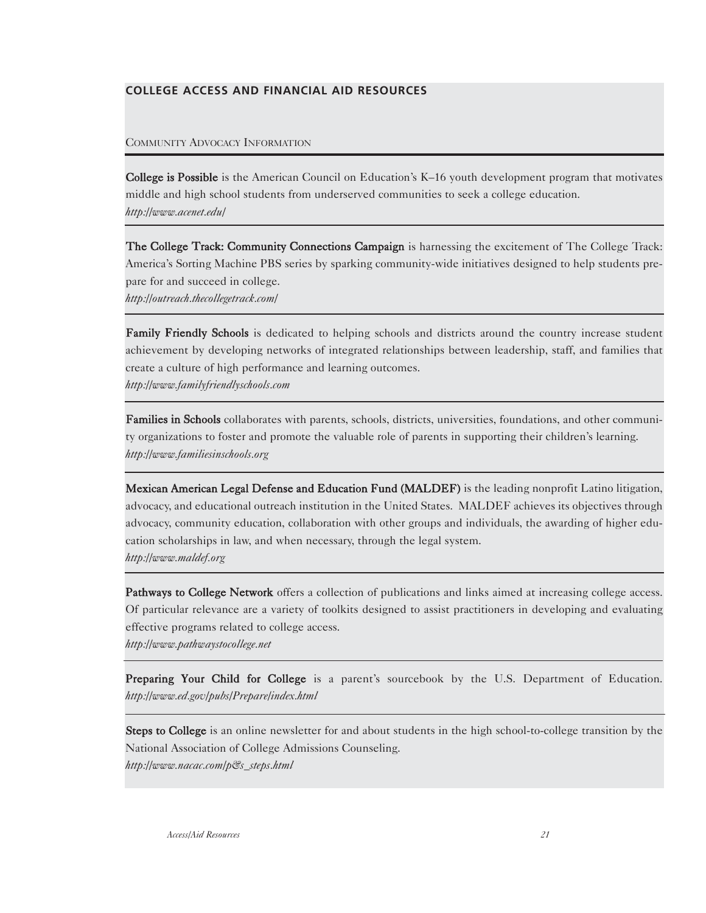## COLLEGE ACCESS AND FINANCIAL AID RESOURCES

### Community Advocacy Information

**College is Possible** is the American Council on Education's K–16 youth development program that motivates middle and high school students from underserved communities to seek a college education.
*http://www.acenet.edu/*

**The College Track: Community Connections Campaign** is harnessing the excitement of The College Track: America's Sorting Machine PBS series by sparking community-wide initiatives designed to help students prepare for and succeed in college.
*http://outreach.thecollegetrack.com/*

**Family Friendly Schools** is dedicated to helping schools and districts around the country increase student achievement by developing networks of integrated relationships between leadership, staff, and families that create a culture of high performance and learning outcomes.
*http://www.familyfriendlyschools.com*

**Families in Schools** collaborates with parents, schools, districts, universities, foundations, and other community organizations to foster and promote the valuable role of parents in supporting their children's learning.
*http://www.familiesinschools.org*

**Mexican American Legal Defense and Education Fund (MALDEF)** is the leading nonprofit Latino litigation, advocacy, and educational outreach institution in the United States. MALDEF achieves its objectives through advocacy, community education, collaboration with other groups and individuals, the awarding of higher education scholarships in law, and when necessary, through the legal system.
*http://www.maldef.org*

**Pathways to College Network** offers a collection of publications and links aimed at increasing college access. Of particular relevance are a variety of toolkits designed to assist practitioners in developing and evaluating effective programs related to college access.
*http://www.pathwaystocollege.net*

**Preparing Your Child for College** is a parent's sourcebook by the U.S. Department of Education.
*http://www.ed.gov/pubs/Prepare/index.html*

**Steps to College** is an online newsletter for and about students in the high school-to-college transition by the National Association of College Admissions Counseling.
*http://www.nacac.com/p&s_steps.html*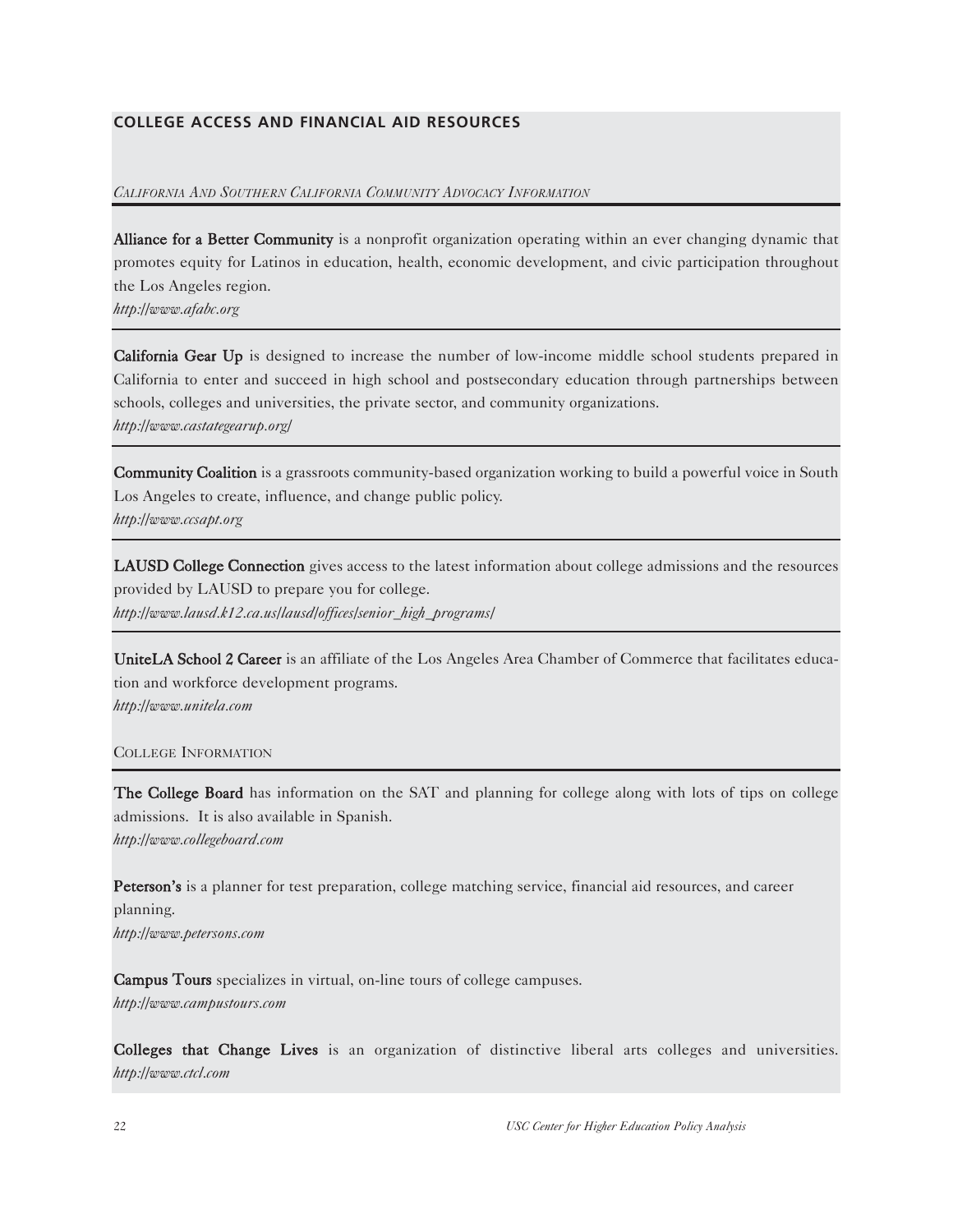## COLLEGE ACCESS AND FINANCIAL AID RESOURCES

### *California And Southern California Community Advocacy Information*

**Alliance for a Better Community** is a nonprofit organization operating within an ever changing dynamic that promotes equity for Latinos in education, health, economic development, and civic participation throughout the Los Angeles region.
*http://www.afabc.org*

**California Gear Up** is designed to increase the number of low-income middle school students prepared in California to enter and succeed in high school and postsecondary education through partnerships between schools, colleges and universities, the private sector, and community organizations.
*http://www.castategearup.org/*

**Community Coalition** is a grassroots community-based organization working to build a powerful voice in South Los Angeles to create, influence, and change public policy.
*http://www.ccsapt.org*

**LAUSD College Connection** gives access to the latest information about college admissions and the resources provided by LAUSD to prepare you for college.
*http://www.lausd.k12.ca.us/lausd/offices/senior_high_programs/*

**UniteLA School 2 Career** is an affiliate of the Los Angeles Area Chamber of Commerce that facilitates education and workforce development programs.
*http://www.unitela.com*

### College Information

**The College Board** has information on the SAT and planning for college along with lots of tips on college admissions. It is also available in Spanish.
*http://www.collegeboard.com*

**Peterson's** is a planner for test preparation, college matching service, financial aid resources, and career planning.
*http://www.petersons.com*

**Campus Tours** specializes in virtual, on-line tours of college campuses.
*http://www.campustours.com*

**Colleges that Change Lives** is an organization of distinctive liberal arts colleges and universities.
*http://www.ctcl.com*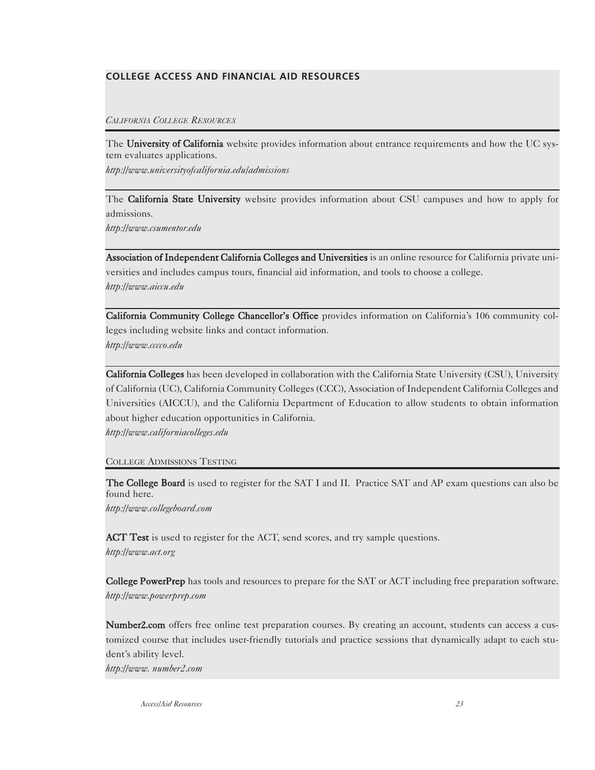## COLLEGE ACCESS AND FINANCIAL AID RESOURCES

### *California College Resources*

The **University of California** website provides information about entrance requirements and how the UC system evaluates applications.
*http://www.universityofcalifornia.edu/admissions*

The **California State University** website provides information about CSU campuses and how to apply for admissions.
*http://www.csumentor.edu*

**Association of Independent California Colleges and Universities** is an online resource for California private universities and includes campus tours, financial aid information, and tools to choose a college.
*http://www.aiccu.edu*

**California Community College Chancellor's Office** provides information on California's 106 community colleges including website links and contact information.
*http://www.cccco.edu*

**California Colleges** has been developed in collaboration with the California State University (CSU), University of California (UC), California Community Colleges (CCC), Association of Independent California Colleges and Universities (AICCU), and the California Department of Education to allow students to obtain information about higher education opportunities in California.
*http://www.californiacolleges.edu*

### College Admissions Testing

**The College Board** is used to register for the SAT I and II. Practice SAT and AP exam questions can also be found here.
*http://www.collegeboard.com*

**ACT Test** is used to register for the ACT, send scores, and try sample questions.
*http://www.act.org*

**College PowerPrep** has tools and resources to prepare for the SAT or ACT including free preparation software.
*http://www.powerprep.com*

**Number2.com** offers free online test preparation courses. By creating an account, students can access a customized course that includes user-friendly tutorials and practice sessions that dynamically adapt to each student's ability level.
*http://www. number2.com*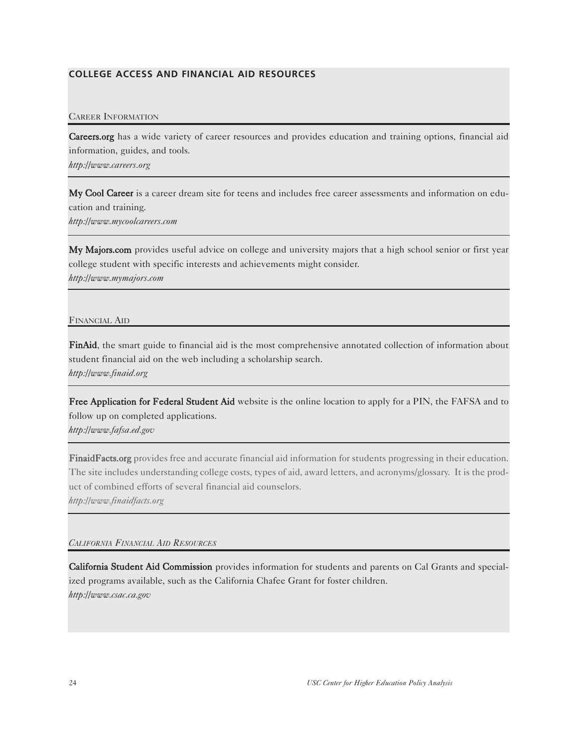## COLLEGE ACCESS AND FINANCIAL AID RESOURCES

### Career Information

**Careers.org** has a wide variety of career resources and provides education and training options, financial aid information, guides, and tools.
*http://www.careers.org*

**My Cool Career** is a career dream site for teens and includes free career assessments and information on education and training.
*http://www.mycoolcareers.com*

**My Majors.com** provides useful advice on college and university majors that a high school senior or first year college student with specific interests and achievements might consider.
*http://www.mymajors.com*

### Financial Aid

**FinAid**, the smart guide to financial aid is the most comprehensive annotated collection of information about student financial aid on the web including a scholarship search.
*http://www.finaid.org*

**Free Application for Federal Student Aid** website is the online location to apply for a PIN, the FAFSA and to follow up on completed applications.
*http://www.fafsa.ed.gov*

**FinaidFacts.org** provides free and accurate financial aid information for students progressing in their education. The site includes understanding college costs, types of aid, award letters, and acronyms/glossary. It is the product of combined efforts of several financial aid counselors.
*http://www.finaidfacts.org*

### *California Financial Aid Resources*

**California Student Aid Commission** provides information for students and parents on Cal Grants and specialized programs available, such as the California Chafee Grant for foster children.
*http://www.csac.ca.gov*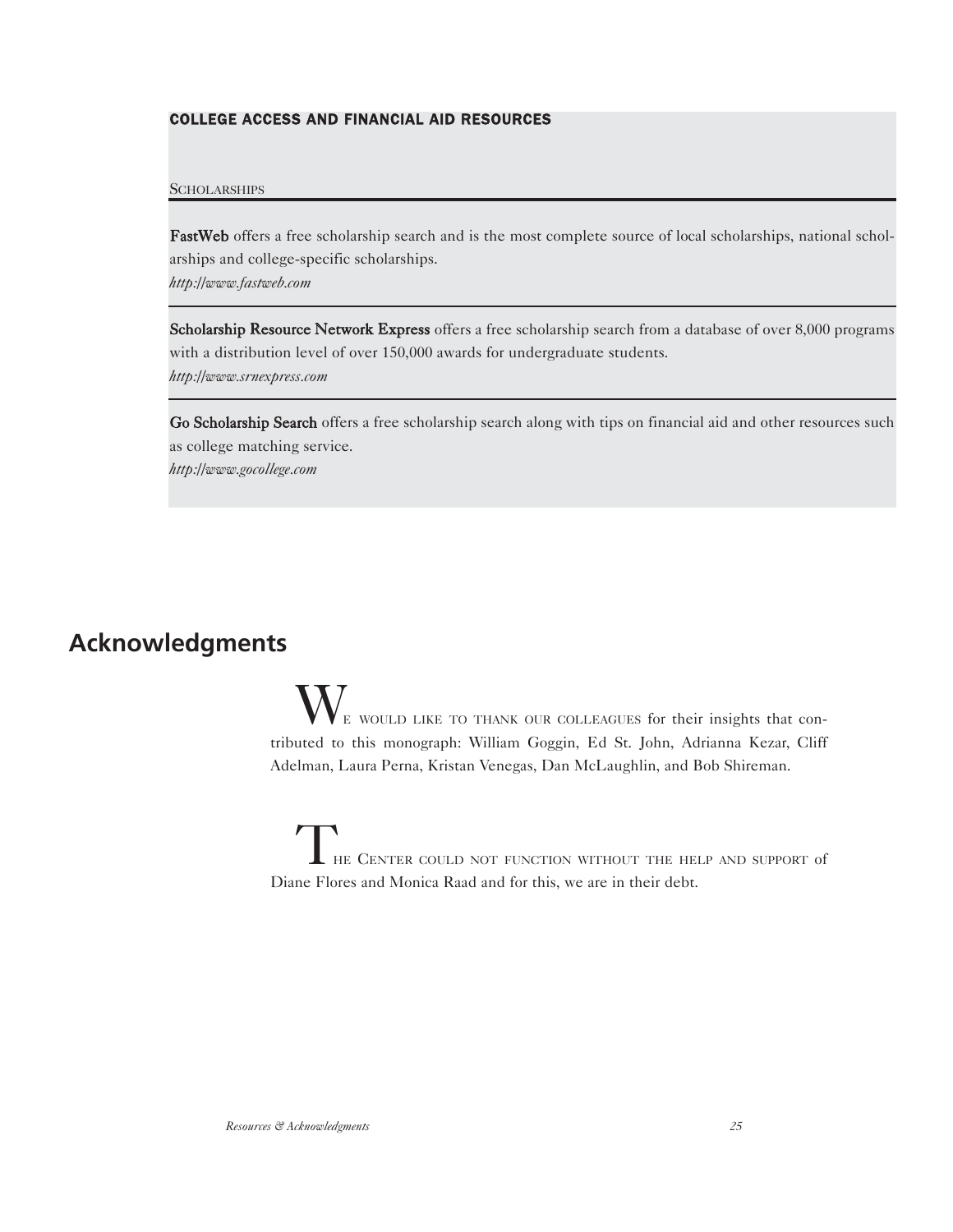### COLLEGE ACCESS AND FINANCIAL AID RESOURCES

#### Scholarships

**FastWeb** offers a free scholarship search and is the most complete source of local scholarships, national scholarships and college-specific scholarships.
*http://www.fastweb.com*

**Scholarship Resource Network Express** offers a free scholarship search from a database of over 8,000 programs with a distribution level of over 150,000 awards for undergraduate students.
*http://www.srnexpress.com*

**Go Scholarship Search** offers a free scholarship search along with tips on financial aid and other resources such as college matching service.
*http://www.gocollege.com*

## Acknowledgments

We would like to thank our colleagues for their insights that contributed to this monograph: William Goggin, Ed St. John, Adrianna Kezar, Cliff Adelman, Laura Perna, Kristan Venegas, Dan McLaughlin, and Bob Shireman.

The Center could not function without the help and support of Diane Flores and Monica Raad and for this, we are in their debt.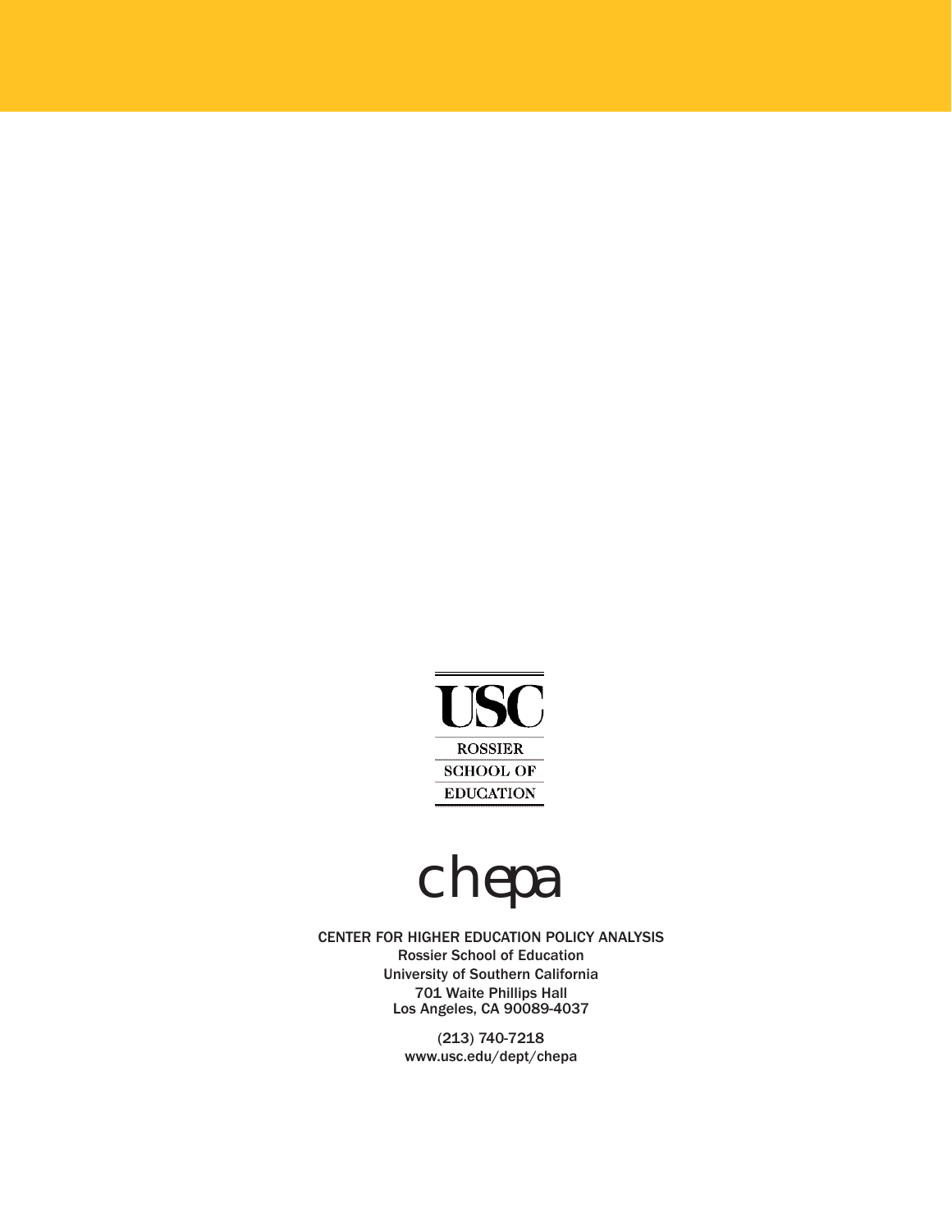USC

ROSSIER
SCHOOL OF
EDUCATION

chepa

CENTER FOR HIGHER EDUCATION POLICY ANALYSIS
Rossier School of Education
University of Southern California
701 Waite Phillips Hall
Los Angeles, CA 90089-4037

(213) 740-7218
www.usc.edu/dept/chepa